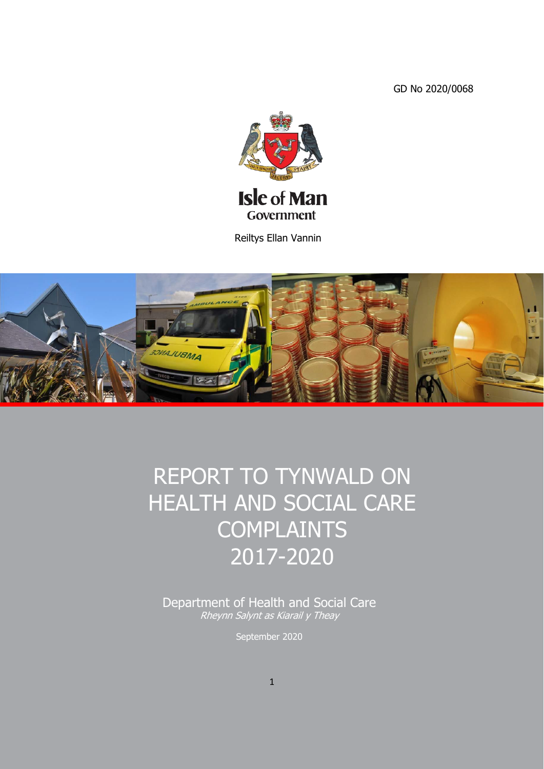GD No 2020/0068

Isle of Man
Government

Reiltys Ellan Vannin

# REPORT TO TYNWALD ON HEALTH AND SOCIAL CARE COMPLAINTS 2017-2020

Department of Health and Social Care

*Rheynn Salynt as Kiarail y Theay*

September 2020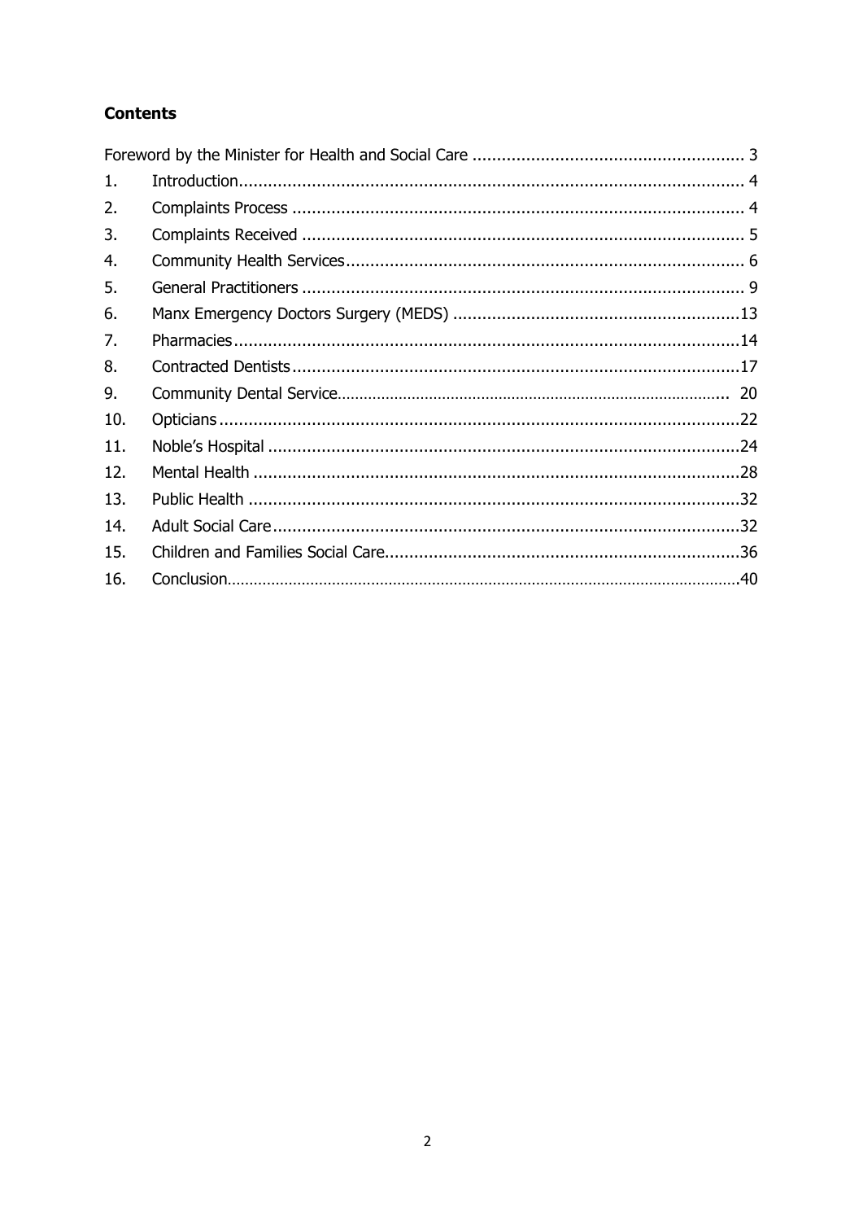## Contents

| | | |
|---|---|---|
| Foreword by the Minister for Health and Social Care | | 3 |
| 1. | Introduction | 4 |
| 2. | Complaints Process | 4 |
| 3. | Complaints Received | 5 |
| 4. | Community Health Services | 6 |
| 5. | General Practitioners | 9 |
| 6. | Manx Emergency Doctors Surgery (MEDS) | 13 |
| 7. | Pharmacies | 14 |
| 8. | Contracted Dentists | 17 |
| 9. | Community Dental Service | 20 |
| 10. | Opticians | 22 |
| 11. | Noble's Hospital | 24 |
| 12. | Mental Health | 28 |
| 13. | Public Health | 32 |
| 14. | Adult Social Care | 32 |
| 15. | Children and Families Social Care | 36 |
| 16. | Conclusion | 40 |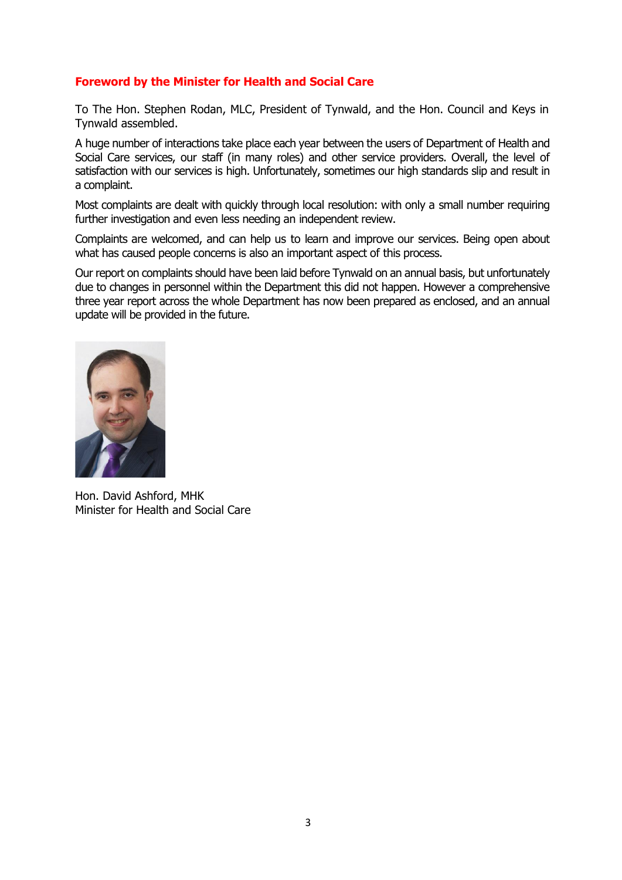## Foreword by the Minister for Health and Social Care

To The Hon. Stephen Rodan, MLC, President of Tynwald, and the Hon. Council and Keys in Tynwald assembled.

A huge number of interactions take place each year between the users of Department of Health and Social Care services, our staff (in many roles) and other service providers. Overall, the level of satisfaction with our services is high. Unfortunately, sometimes our high standards slip and result in a complaint.

Most complaints are dealt with quickly through local resolution: with only a small number requiring further investigation and even less needing an independent review.

Complaints are welcomed, and can help us to learn and improve our services. Being open about what has caused people concerns is also an important aspect of this process.

Our report on complaints should have been laid before Tynwald on an annual basis, but unfortunately due to changes in personnel within the Department this did not happen. However a comprehensive three year report across the whole Department has now been prepared as enclosed, and an annual update will be provided in the future.

Hon. David Ashford, MHK
Minister for Health and Social Care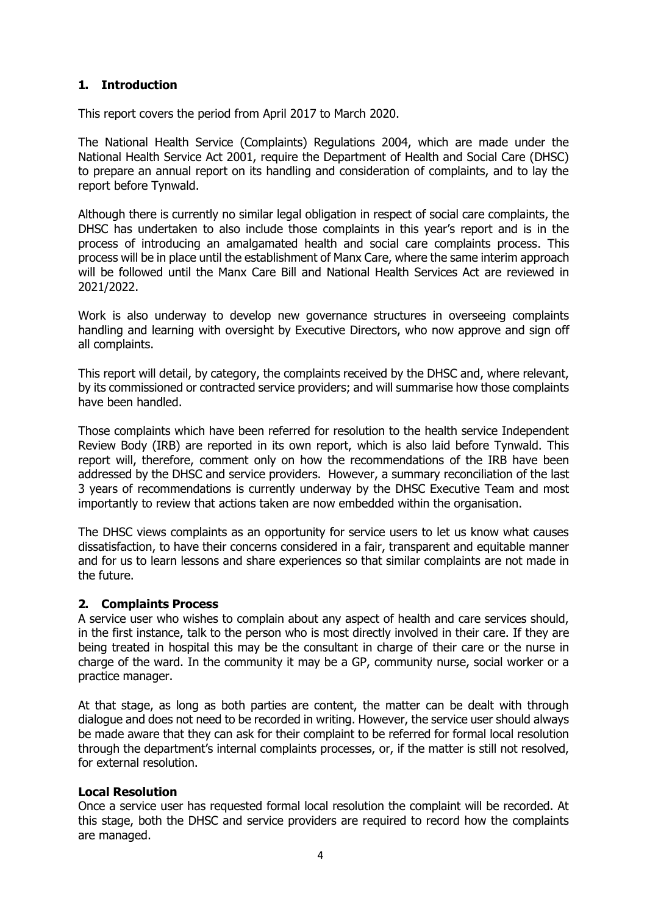## 1. Introduction

This report covers the period from April 2017 to March 2020.

The National Health Service (Complaints) Regulations 2004, which are made under the National Health Service Act 2001, require the Department of Health and Social Care (DHSC) to prepare an annual report on its handling and consideration of complaints, and to lay the report before Tynwald.

Although there is currently no similar legal obligation in respect of social care complaints, the DHSC has undertaken to also include those complaints in this year's report and is in the process of introducing an amalgamated health and social care complaints process. This process will be in place until the establishment of Manx Care, where the same interim approach will be followed until the Manx Care Bill and National Health Services Act are reviewed in 2021/2022.

Work is also underway to develop new governance structures in overseeing complaints handling and learning with oversight by Executive Directors, who now approve and sign off all complaints.

This report will detail, by category, the complaints received by the DHSC and, where relevant, by its commissioned or contracted service providers; and will summarise how those complaints have been handled.

Those complaints which have been referred for resolution to the health service Independent Review Body (IRB) are reported in its own report, which is also laid before Tynwald. This report will, therefore, comment only on how the recommendations of the IRB have been addressed by the DHSC and service providers. However, a summary reconciliation of the last 3 years of recommendations is currently underway by the DHSC Executive Team and most importantly to review that actions taken are now embedded within the organisation.

The DHSC views complaints as an opportunity for service users to let us know what causes dissatisfaction, to have their concerns considered in a fair, transparent and equitable manner and for us to learn lessons and share experiences so that similar complaints are not made in the future.

## 2. Complaints Process

A service user who wishes to complain about any aspect of health and care services should, in the first instance, talk to the person who is most directly involved in their care. If they are being treated in hospital this may be the consultant in charge of their care or the nurse in charge of the ward. In the community it may be a GP, community nurse, social worker or a practice manager.

At that stage, as long as both parties are content, the matter can be dealt with through dialogue and does not need to be recorded in writing. However, the service user should always be made aware that they can ask for their complaint to be referred for formal local resolution through the department's internal complaints processes, or, if the matter is still not resolved, for external resolution.

### Local Resolution

Once a service user has requested formal local resolution the complaint will be recorded. At this stage, both the DHSC and service providers are required to record how the complaints are managed.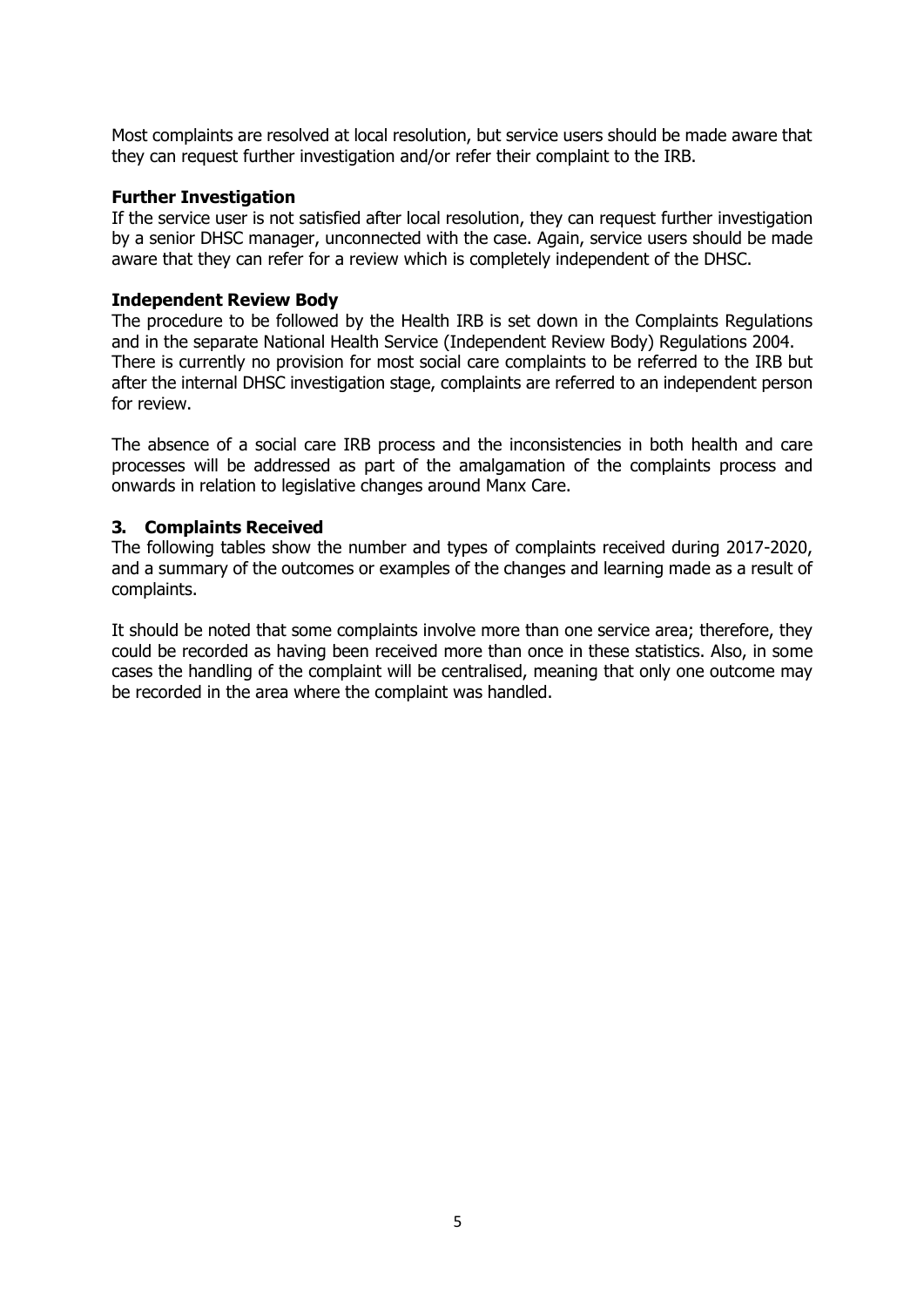Most complaints are resolved at local resolution, but service users should be made aware that they can request further investigation and/or refer their complaint to the IRB.

**Further Investigation**

If the service user is not satisfied after local resolution, they can request further investigation by a senior DHSC manager, unconnected with the case. Again, service users should be made aware that they can refer for a review which is completely independent of the DHSC.

**Independent Review Body**

The procedure to be followed by the Health IRB is set down in the Complaints Regulations and in the separate National Health Service (Independent Review Body) Regulations 2004. There is currently no provision for most social care complaints to be referred to the IRB but after the internal DHSC investigation stage, complaints are referred to an independent person for review.

The absence of a social care IRB process and the inconsistencies in both health and care processes will be addressed as part of the amalgamation of the complaints process and onwards in relation to legislative changes around Manx Care.

## 3. Complaints Received

The following tables show the number and types of complaints received during 2017-2020, and a summary of the outcomes or examples of the changes and learning made as a result of complaints.

It should be noted that some complaints involve more than one service area; therefore, they could be recorded as having been received more than once in these statistics. Also, in some cases the handling of the complaint will be centralised, meaning that only one outcome may be recorded in the area where the complaint was handled.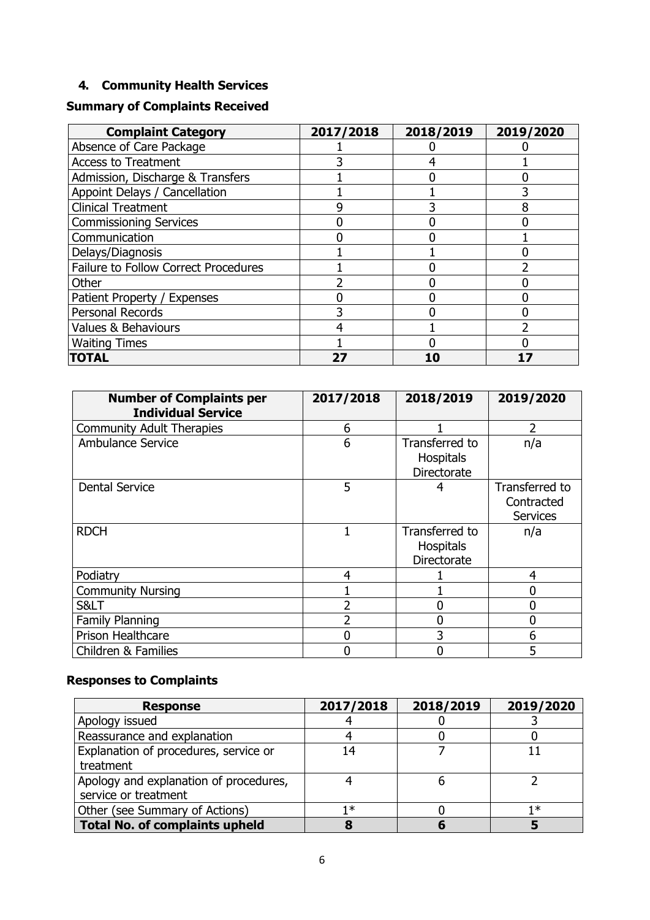## 4. Community Health Services

### Summary of Complaints Received

| Complaint Category | 2017/2018 | 2018/2019 | 2019/2020 |
|---|---|---|---|
| Absence of Care Package | 1 | 0 | 0 |
| Access to Treatment | 3 | 4 | 1 |
| Admission, Discharge & Transfers | 1 | 0 | 0 |
| Appoint Delays / Cancellation | 1 | 1 | 3 |
| Clinical Treatment | 9 | 3 | 8 |
| Commissioning Services | 0 | 0 | 0 |
| Communication | 0 | 0 | 1 |
| Delays/Diagnosis | 1 | 1 | 0 |
| Failure to Follow Correct Procedures | 1 | 0 | 2 |
| Other | 2 | 0 | 0 |
| Patient Property / Expenses | 0 | 0 | 0 |
| Personal Records | 3 | 0 | 0 |
| Values & Behaviours | 4 | 1 | 2 |
| Waiting Times | 1 | 0 | 0 |
| **TOTAL** | **27** | **10** | **17** |

| Number of Complaints per Individual Service | 2017/2018 | 2018/2019 | 2019/2020 |
|---|---|---|---|
| Community Adult Therapies | 6 | 1 | 2 |
| Ambulance Service | 6 | Transferred to Hospitals Directorate | n/a |
| Dental Service | 5 | 4 | Transferred to Contracted Services |
| RDCH | 1 | Transferred to Hospitals Directorate | n/a |
| Podiatry | 4 | 1 | 4 |
| Community Nursing | 1 | 1 | 0 |
| S&LT | 2 | 0 | 0 |
| Family Planning | 2 | 0 | 0 |
| Prison Healthcare | 0 | 3 | 6 |
| Children & Families | 0 | 0 | 5 |

### Responses to Complaints

| Response | 2017/2018 | 2018/2019 | 2019/2020 |
|---|---|---|---|
| Apology issued | 4 | 0 | 3 |
| Reassurance and explanation | 4 | 0 | 0 |
| Explanation of procedures, service or treatment | 14 | 7 | 11 |
| Apology and explanation of procedures, service or treatment | 4 | 6 | 2 |
| Other (see Summary of Actions) | 1* | 0 | 1* |
| **Total No. of complaints upheld** | **8** | **6** | **5** |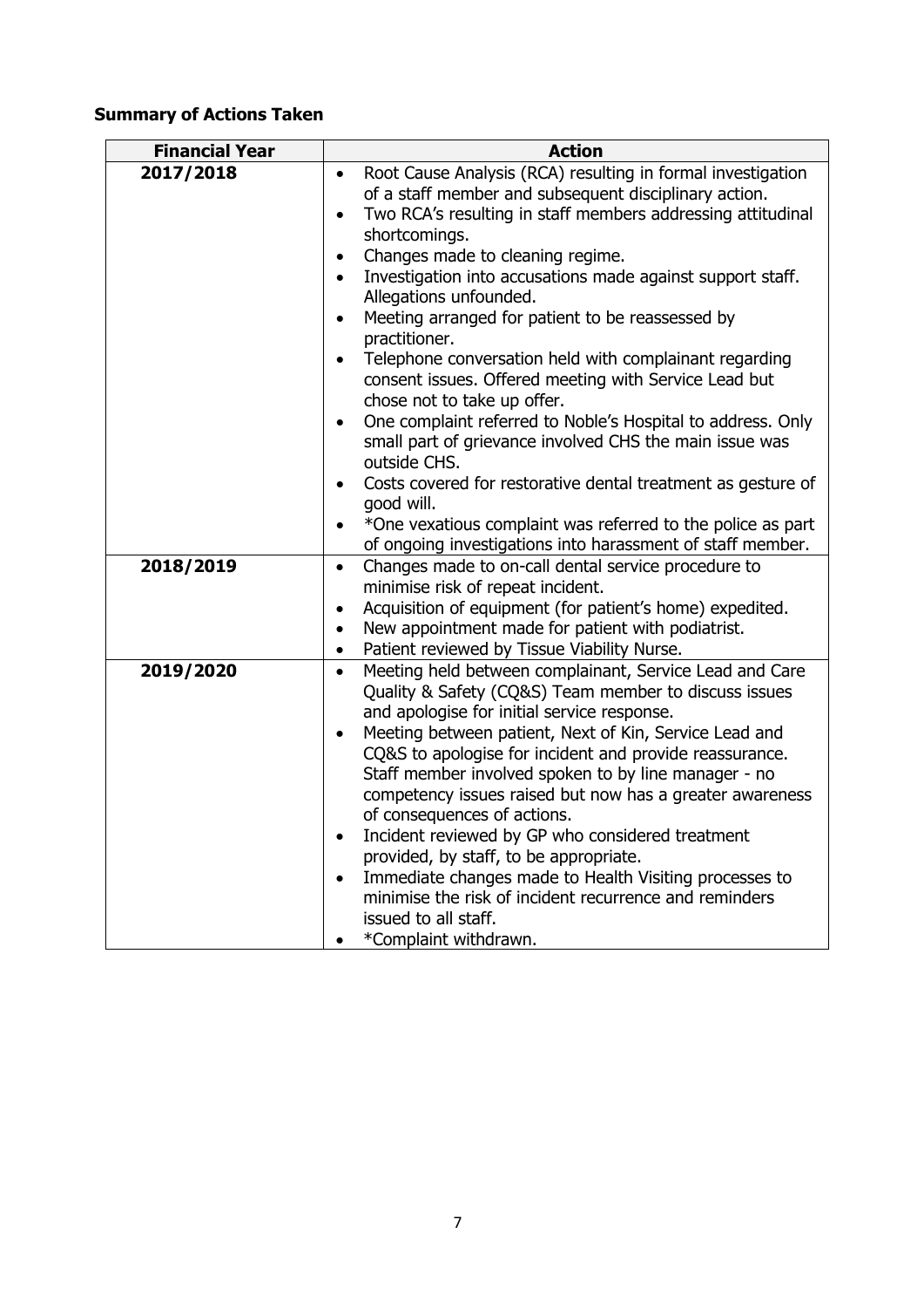**Summary of Actions Taken**

| Financial Year | Action |
|---|---|
| **2017/2018** | • Root Cause Analysis (RCA) resulting in formal investigation of a staff member and subsequent disciplinary action.<br>• Two RCA's resulting in staff members addressing attitudinal shortcomings.<br>• Changes made to cleaning regime.<br>• Investigation into accusations made against support staff. Allegations unfounded.<br>• Meeting arranged for patient to be reassessed by practitioner.<br>• Telephone conversation held with complainant regarding consent issues. Offered meeting with Service Lead but chose not to take up offer.<br>• One complaint referred to Noble's Hospital to address. Only small part of grievance involved CHS the main issue was outside CHS.<br>• Costs covered for restorative dental treatment as gesture of good will.<br>• *One vexatious complaint was referred to the police as part of ongoing investigations into harassment of staff member. |
| **2018/2019** | • Changes made to on-call dental service procedure to minimise risk of repeat incident.<br>• Acquisition of equipment (for patient's home) expedited.<br>• New appointment made for patient with podiatrist.<br>• Patient reviewed by Tissue Viability Nurse. |
| **2019/2020** | • Meeting held between complainant, Service Lead and Care Quality & Safety (CQ&S) Team member to discuss issues and apologise for initial service response.<br>• Meeting between patient, Next of Kin, Service Lead and CQ&S to apologise for incident and provide reassurance. Staff member involved spoken to by line manager - no competency issues raised but now has a greater awareness of consequences of actions.<br>• Incident reviewed by GP who considered treatment provided, by staff, to be appropriate.<br>• Immediate changes made to Health Visiting processes to minimise the risk of incident recurrence and reminders issued to all staff.<br>• *Complaint withdrawn. |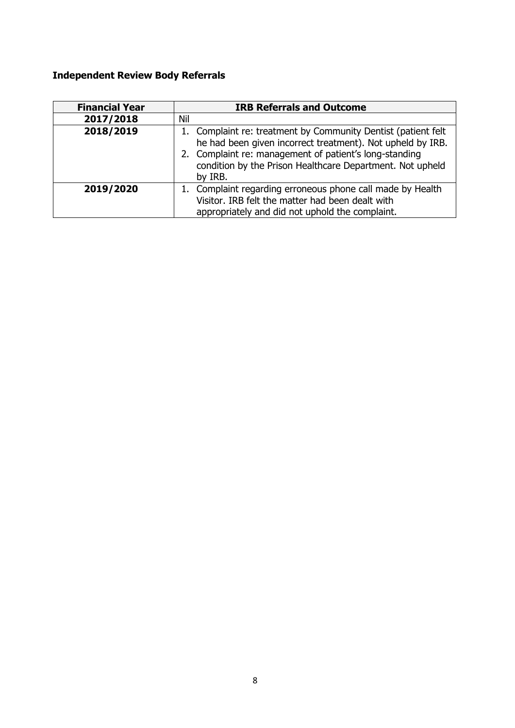**Independent Review Body Referrals**

| Financial Year | IRB Referrals and Outcome |
| --- | --- |
| 2017/2018 | Nil |
| 2018/2019 | 1. Complaint re: treatment by Community Dentist (patient felt he had been given incorrect treatment). Not upheld by IRB.<br>2. Complaint re: management of patient's long-standing condition by the Prison Healthcare Department. Not upheld by IRB. |
| 2019/2020 | 1. Complaint regarding erroneous phone call made by Health Visitor. IRB felt the matter had been dealt with appropriately and did not uphold the complaint. |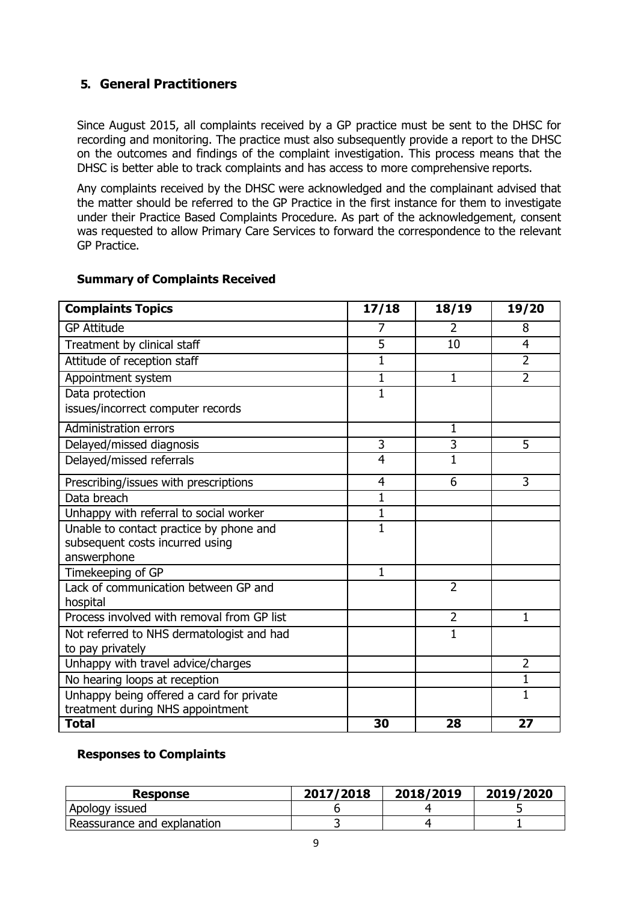## 5. General Practitioners

Since August 2015, all complaints received by a GP practice must be sent to the DHSC for recording and monitoring. The practice must also subsequently provide a report to the DHSC on the outcomes and findings of the complaint investigation. This process means that the DHSC is better able to track complaints and has access to more comprehensive reports.

Any complaints received by the DHSC were acknowledged and the complainant advised that the matter should be referred to the GP Practice in the first instance for them to investigate under their Practice Based Complaints Procedure. As part of the acknowledgement, consent was requested to allow Primary Care Services to forward the correspondence to the relevant GP Practice.

### Summary of Complaints Received

| Complaints Topics | 17/18 | 18/19 | 19/20 |
|---|---|---|---|
| GP Attitude | 7 | 2 | 8 |
| Treatment by clinical staff | 5 | 10 | 4 |
| Attitude of reception staff | 1 | | 2 |
| Appointment system | 1 | 1 | 2 |
| Data protection issues/incorrect computer records | 1 | | |
| Administration errors | | 1 | |
| Delayed/missed diagnosis | 3 | 3 | 5 |
| Delayed/missed referrals | 4 | 1 | |
| Prescribing/issues with prescriptions | 4 | 6 | 3 |
| Data breach | 1 | | |
| Unhappy with referral to social worker | 1 | | |
| Unable to contact practice by phone and subsequent costs incurred using answerphone | 1 | | |
| Timekeeping of GP | 1 | | |
| Lack of communication between GP and hospital | | 2 | |
| Process involved with removal from GP list | | 2 | 1 |
| Not referred to NHS dermatologist and had to pay privately | | 1 | |
| Unhappy with travel advice/charges | | | 2 |
| No hearing loops at reception | | | 1 |
| Unhappy being offered a card for private treatment during NHS appointment | | | 1 |
| **Total** | **30** | **28** | **27** |

### Responses to Complaints

| Response | 2017/2018 | 2018/2019 | 2019/2020 |
|---|---|---|---|
| Apology issued | 6 | 4 | 5 |
| Reassurance and explanation | 3 | 4 | 1 |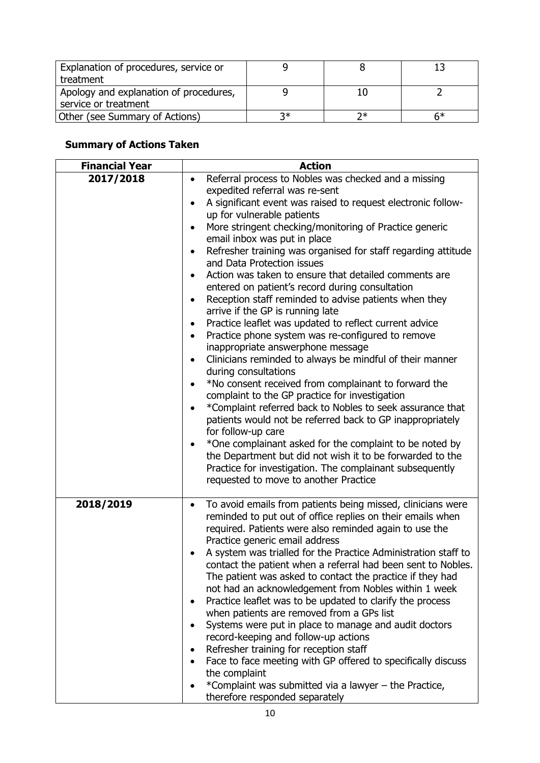| | | | |
|---|---|---|---|
| Explanation of procedures, service or treatment | 9 | 8 | 13 |
| Apology and explanation of procedures, service or treatment | 9 | 10 | 2 |
| Other (see Summary of Actions) | 3* | 2* | 6* |

## Summary of Actions Taken

| Financial Year | Action |
|---|---|
| **2017/2018** | • Referral process to Nobles was checked and a missing expedited referral was re-sent<br>• A significant event was raised to request electronic follow-up for vulnerable patients<br>• More stringent checking/monitoring of Practice generic email inbox was put in place<br>• Refresher training was organised for staff regarding attitude and Data Protection issues<br>• Action was taken to ensure that detailed comments are entered on patient's record during consultation<br>• Reception staff reminded to advise patients when they arrive if the GP is running late<br>• Practice leaflet was updated to reflect current advice<br>• Practice phone system was re-configured to remove inappropriate answerphone message<br>• Clinicians reminded to always be mindful of their manner during consultations<br>• *No consent received from complainant to forward the complaint to the GP practice for investigation<br>• *Complaint referred back to Nobles to seek assurance that patients would not be referred back to GP inappropriately for follow-up care<br>• *One complainant asked for the complaint to be noted by the Department but did not wish it to be forwarded to the Practice for investigation. The complainant subsequently requested to move to another Practice |
| **2018/2019** | • To avoid emails from patients being missed, clinicians were reminded to put out of office replies on their emails when required. Patients were also reminded again to use the Practice generic email address<br>• A system was trialled for the Practice Administration staff to contact the patient when a referral had been sent to Nobles. The patient was asked to contact the practice if they had not had an acknowledgement from Nobles within 1 week<br>• Practice leaflet was to be updated to clarify the process when patients are removed from a GPs list<br>• Systems were put in place to manage and audit doctors record-keeping and follow-up actions<br>• Refresher training for reception staff<br>• Face to face meeting with GP offered to specifically discuss the complaint<br>• *Complaint was submitted via a lawyer – the Practice, therefore responded separately |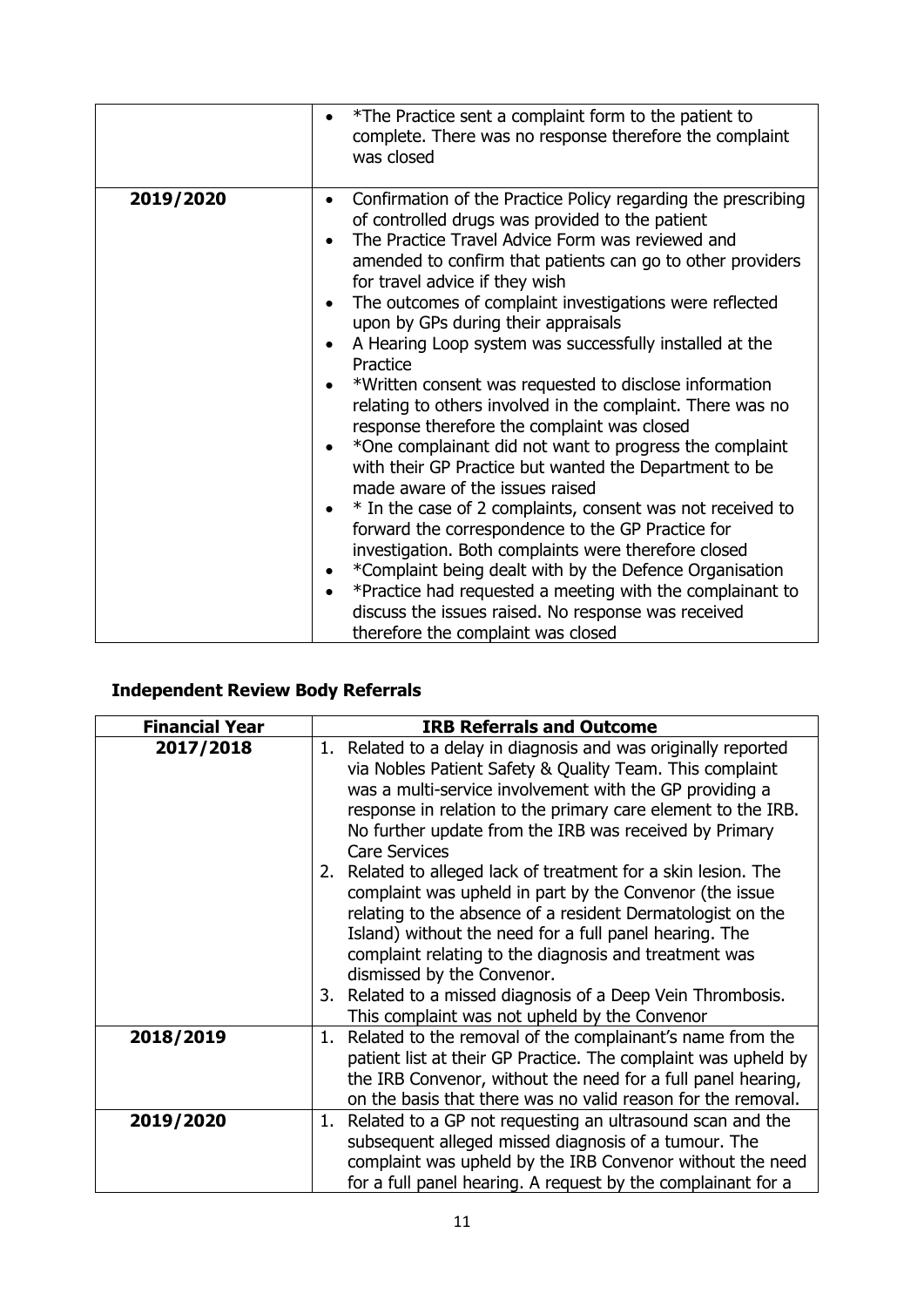| | |
|---|---|
| | • *The Practice sent a complaint form to the patient to complete. There was no response therefore the complaint was closed |
| **2019/2020** | • Confirmation of the Practice Policy regarding the prescribing of controlled drugs was provided to the patient<br>• The Practice Travel Advice Form was reviewed and amended to confirm that patients can go to other providers for travel advice if they wish<br>• The outcomes of complaint investigations were reflected upon by GPs during their appraisals<br>• A Hearing Loop system was successfully installed at the Practice<br>• *Written consent was requested to disclose information relating to others involved in the complaint. There was no response therefore the complaint was closed<br>• *One complainant did not want to progress the complaint with their GP Practice but wanted the Department to be made aware of the issues raised<br>• * In the case of 2 complaints, consent was not received to forward the correspondence to the GP Practice for investigation. Both complaints were therefore closed<br>• *Complaint being dealt with by the Defence Organisation<br>• *Practice had requested a meeting with the complainant to discuss the issues raised. No response was received therefore the complaint was closed |

## Independent Review Body Referrals

| Financial Year | IRB Referrals and Outcome |
|---|---|
| **2017/2018** | 1. Related to a delay in diagnosis and was originally reported via Nobles Patient Safety & Quality Team. This complaint was a multi-service involvement with the GP providing a response in relation to the primary care element to the IRB. No further update from the IRB was received by Primary Care Services<br>2. Related to alleged lack of treatment for a skin lesion. The complaint was upheld in part by the Convenor (the issue relating to the absence of a resident Dermatologist on the Island) without the need for a full panel hearing. The complaint relating to the diagnosis and treatment was dismissed by the Convenor.<br>3. Related to a missed diagnosis of a Deep Vein Thrombosis. This complaint was not upheld by the Convenor |
| **2018/2019** | 1. Related to the removal of the complainant's name from the patient list at their GP Practice. The complaint was upheld by the IRB Convenor, without the need for a full panel hearing, on the basis that there was no valid reason for the removal. |
| **2019/2020** | 1. Related to a GP not requesting an ultrasound scan and the subsequent alleged missed diagnosis of a tumour. The complaint was upheld by the IRB Convenor without the need for a full panel hearing. A request by the complainant for a |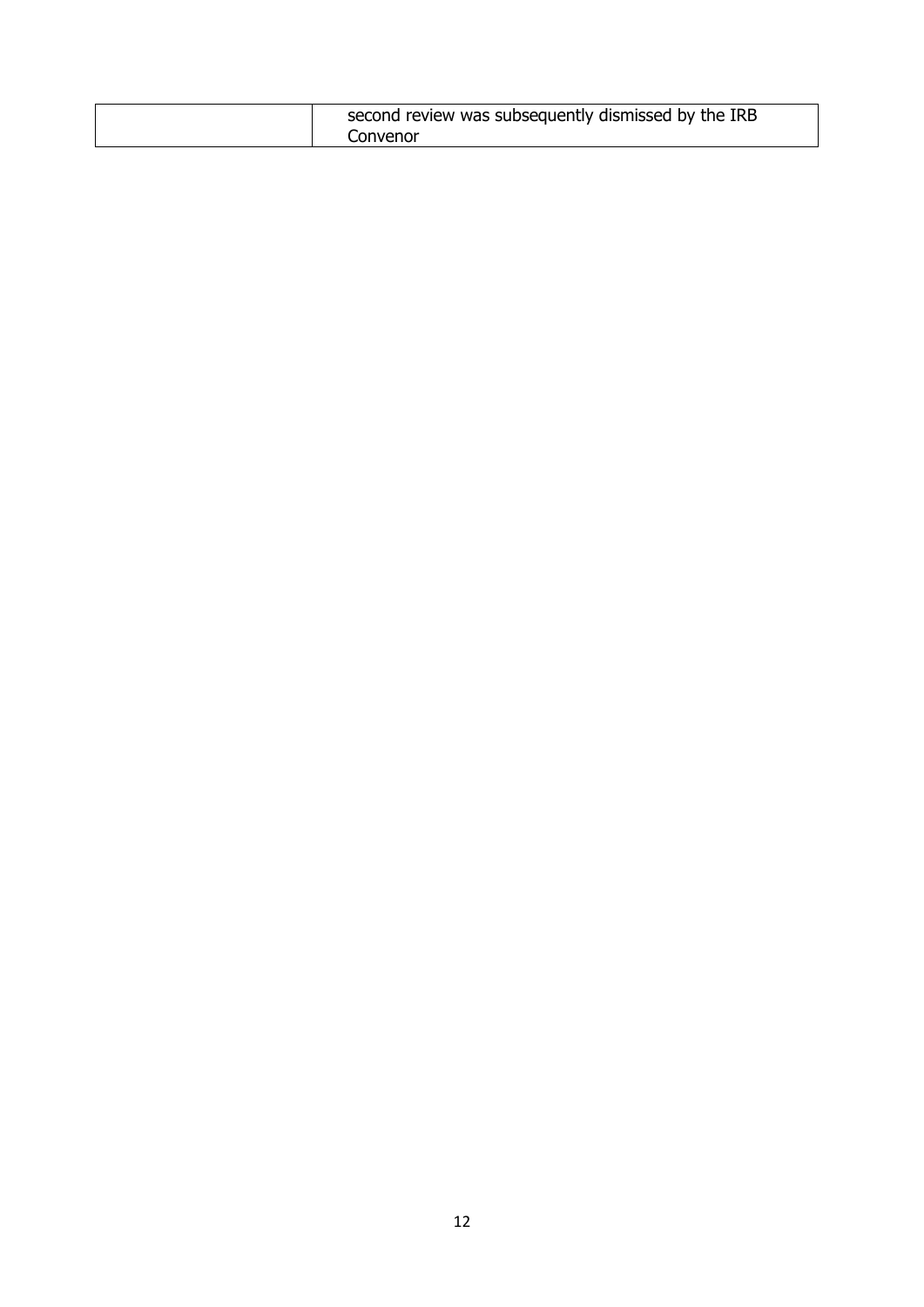| | |
|---|---|
| | second review was subsequently dismissed by the IRB Convenor |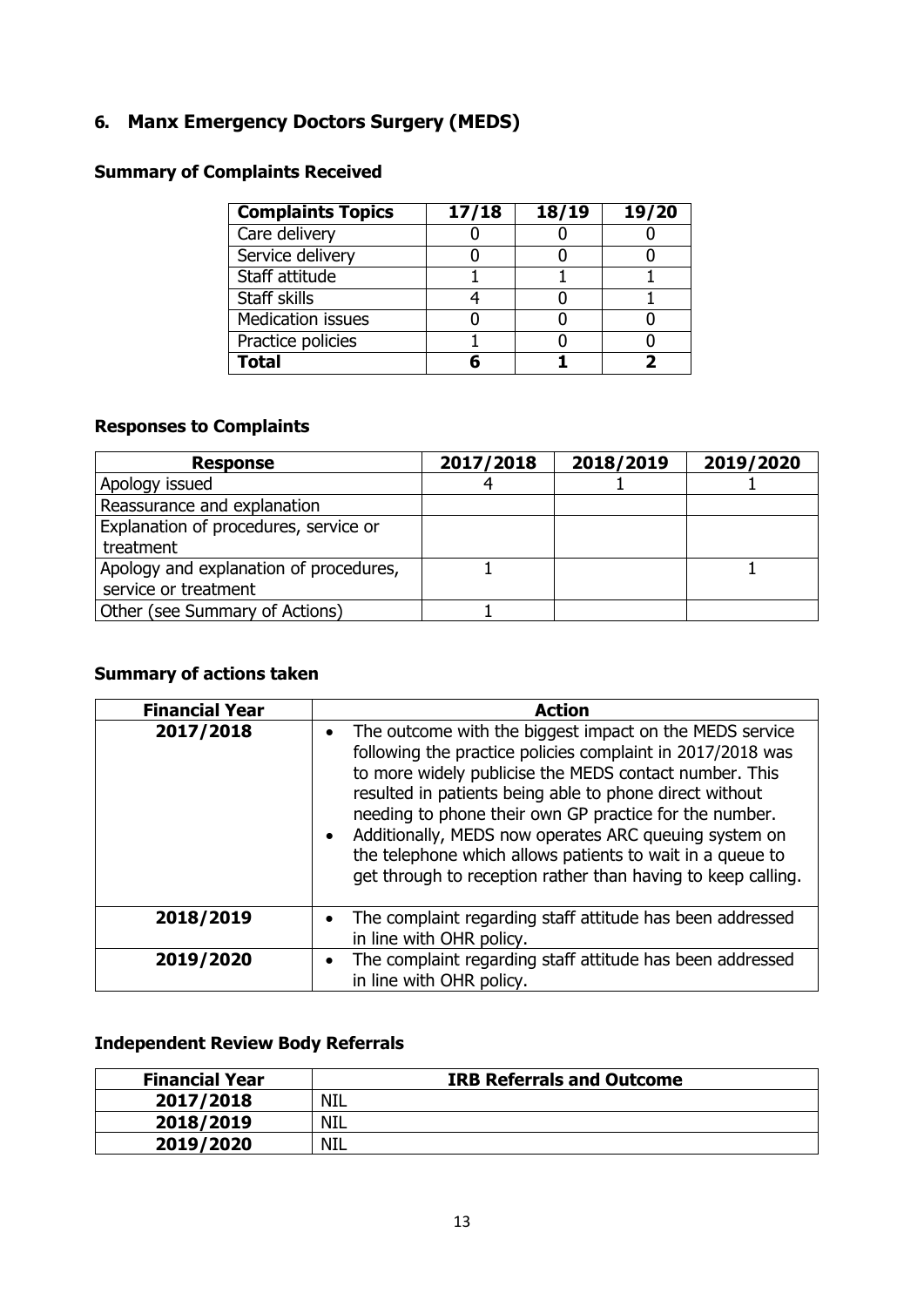## 6. Manx Emergency Doctors Surgery (MEDS)

### Summary of Complaints Received

| Complaints Topics | 17/18 | 18/19 | 19/20 |
|---|---|---|---|
| Care delivery | 0 | 0 | 0 |
| Service delivery | 0 | 0 | 0 |
| Staff attitude | 1 | 1 | 1 |
| Staff skills | 4 | 0 | 1 |
| Medication issues | 0 | 0 | 0 |
| Practice policies | 1 | 0 | 0 |
| **Total** | **6** | **1** | **2** |

### Responses to Complaints

| Response | 2017/2018 | 2018/2019 | 2019/2020 |
|---|---|---|---|
| Apology issued | 4 | 1 | 1 |
| Reassurance and explanation | | | |
| Explanation of procedures, service or treatment | | | |
| Apology and explanation of procedures, service or treatment | 1 | | 1 |
| Other (see Summary of Actions) | 1 | | |

### Summary of actions taken

| Financial Year | Action |
|---|---|
| **2017/2018** | • The outcome with the biggest impact on the MEDS service following the practice policies complaint in 2017/2018 was to more widely publicise the MEDS contact number. This resulted in patients being able to phone direct without needing to phone their own GP practice for the number. • Additionally, MEDS now operates ARC queuing system on the telephone which allows patients to wait in a queue to get through to reception rather than having to keep calling. |
| **2018/2019** | • The complaint regarding staff attitude has been addressed in line with OHR policy. |
| **2019/2020** | • The complaint regarding staff attitude has been addressed in line with OHR policy. |

### Independent Review Body Referrals

| Financial Year | IRB Referrals and Outcome |
|---|---|
| **2017/2018** | NIL |
| **2018/2019** | NIL |
| **2019/2020** | NIL |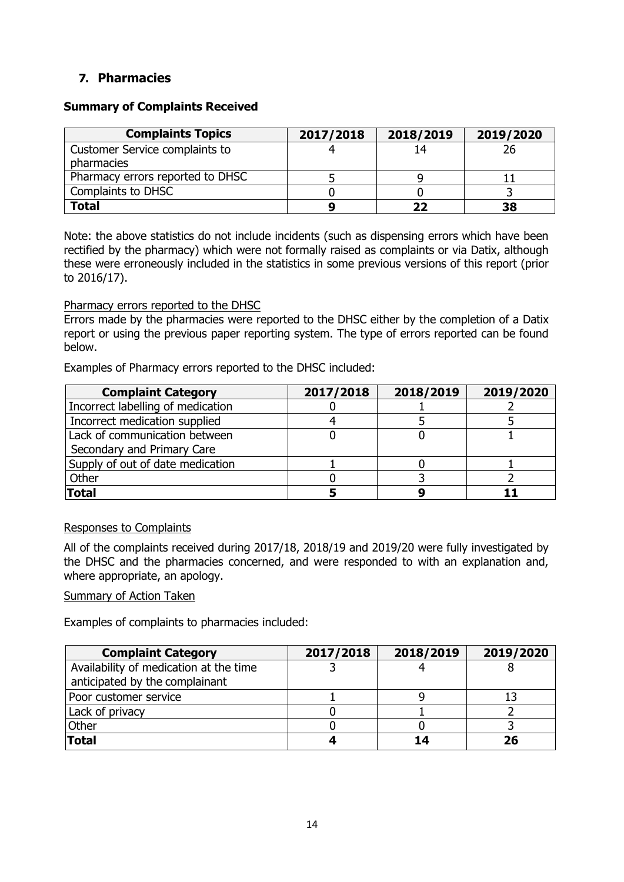## 7. Pharmacies

### Summary of Complaints Received

| Complaints Topics | 2017/2018 | 2018/2019 | 2019/2020 |
|---|---|---|---|
| Customer Service complaints to pharmacies | 4 | 14 | 26 |
| Pharmacy errors reported to DHSC | 5 | 9 | 11 |
| Complaints to DHSC | 0 | 0 | 3 |
| **Total** | **9** | **22** | **38** |

Note: the above statistics do not include incidents (such as dispensing errors which have been rectified by the pharmacy) which were not formally raised as complaints or via Datix, although these were erroneously included in the statistics in some previous versions of this report (prior to 2016/17).

Pharmacy errors reported to the DHSC

Errors made by the pharmacies were reported to the DHSC either by the completion of a Datix report or using the previous paper reporting system. The type of errors reported can be found below.

Examples of Pharmacy errors reported to the DHSC included:

| Complaint Category | 2017/2018 | 2018/2019 | 2019/2020 |
|---|---|---|---|
| Incorrect labelling of medication | 0 | 1 | 2 |
| Incorrect medication supplied | 4 | 5 | 5 |
| Lack of communication between Secondary and Primary Care | 0 | 0 | 1 |
| Supply of out of date medication | 1 | 0 | 1 |
| Other | 0 | 3 | 2 |
| **Total** | **5** | **9** | **11** |

Responses to Complaints

All of the complaints received during 2017/18, 2018/19 and 2019/20 were fully investigated by the DHSC and the pharmacies concerned, and were responded to with an explanation and, where appropriate, an apology.

Summary of Action Taken

Examples of complaints to pharmacies included:

| Complaint Category | 2017/2018 | 2018/2019 | 2019/2020 |
|---|---|---|---|
| Availability of medication at the time anticipated by the complainant | 3 | 4 | 8 |
| Poor customer service | 1 | 9 | 13 |
| Lack of privacy | 0 | 1 | 2 |
| Other | 0 | 0 | 3 |
| **Total** | **4** | **14** | **26** |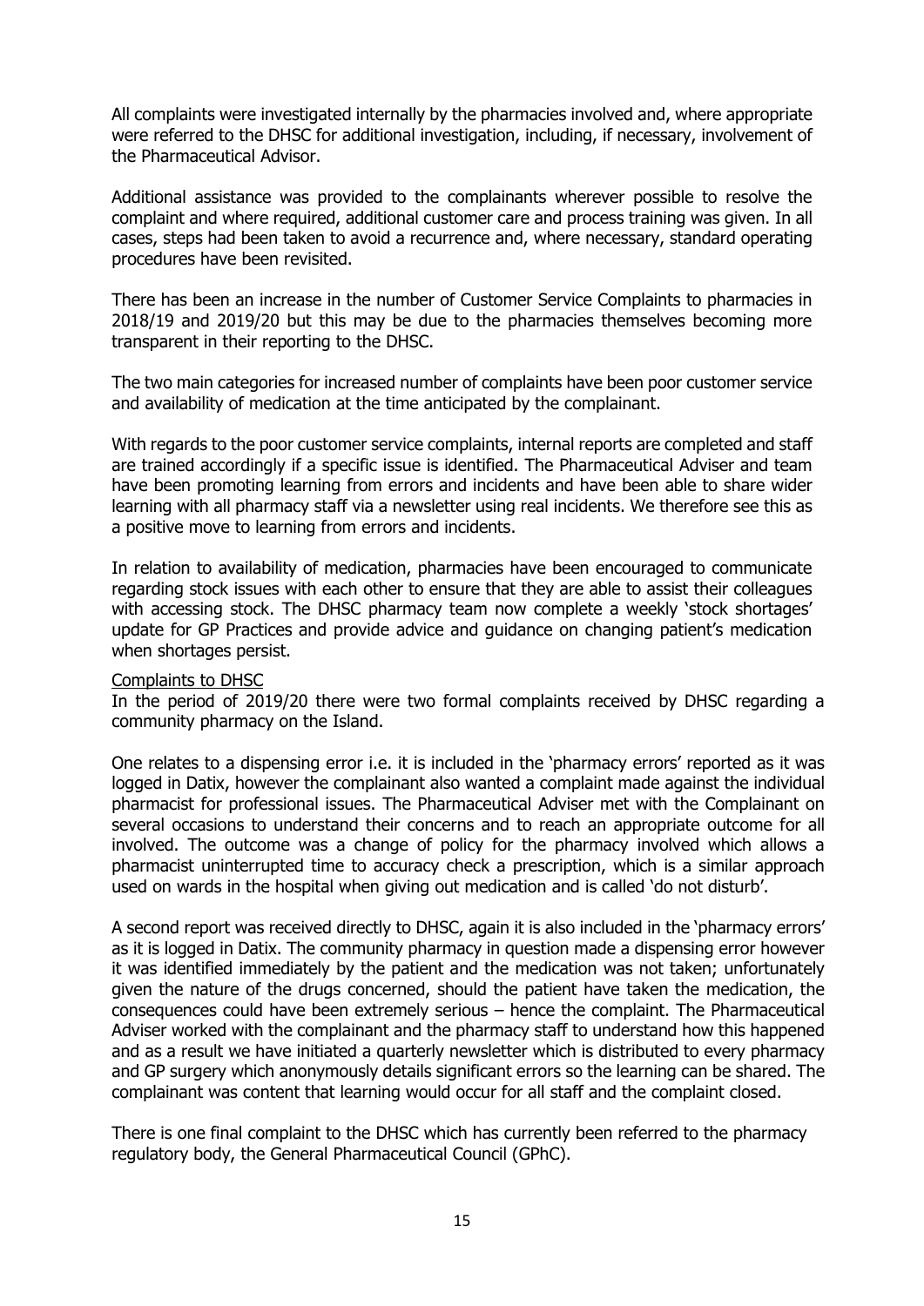All complaints were investigated internally by the pharmacies involved and, where appropriate were referred to the DHSC for additional investigation, including, if necessary, involvement of the Pharmaceutical Advisor.

Additional assistance was provided to the complainants wherever possible to resolve the complaint and where required, additional customer care and process training was given. In all cases, steps had been taken to avoid a recurrence and, where necessary, standard operating procedures have been revisited.

There has been an increase in the number of Customer Service Complaints to pharmacies in 2018/19 and 2019/20 but this may be due to the pharmacies themselves becoming more transparent in their reporting to the DHSC.

The two main categories for increased number of complaints have been poor customer service and availability of medication at the time anticipated by the complainant.

With regards to the poor customer service complaints, internal reports are completed and staff are trained accordingly if a specific issue is identified. The Pharmaceutical Adviser and team have been promoting learning from errors and incidents and have been able to share wider learning with all pharmacy staff via a newsletter using real incidents. We therefore see this as a positive move to learning from errors and incidents.

In relation to availability of medication, pharmacies have been encouraged to communicate regarding stock issues with each other to ensure that they are able to assist their colleagues with accessing stock. The DHSC pharmacy team now complete a weekly 'stock shortages' update for GP Practices and provide advice and guidance on changing patient's medication when shortages persist.

<u>Complaints to DHSC</u>

In the period of 2019/20 there were two formal complaints received by DHSC regarding a community pharmacy on the Island.

One relates to a dispensing error i.e. it is included in the 'pharmacy errors' reported as it was logged in Datix, however the complainant also wanted a complaint made against the individual pharmacist for professional issues. The Pharmaceutical Adviser met with the Complainant on several occasions to understand their concerns and to reach an appropriate outcome for all involved. The outcome was a change of policy for the pharmacy involved which allows a pharmacist uninterrupted time to accuracy check a prescription, which is a similar approach used on wards in the hospital when giving out medication and is called 'do not disturb'.

A second report was received directly to DHSC, again it is also included in the 'pharmacy errors' as it is logged in Datix. The community pharmacy in question made a dispensing error however it was identified immediately by the patient and the medication was not taken; unfortunately given the nature of the drugs concerned, should the patient have taken the medication, the consequences could have been extremely serious – hence the complaint. The Pharmaceutical Adviser worked with the complainant and the pharmacy staff to understand how this happened and as a result we have initiated a quarterly newsletter which is distributed to every pharmacy and GP surgery which anonymously details significant errors so the learning can be shared. The complainant was content that learning would occur for all staff and the complaint closed.

There is one final complaint to the DHSC which has currently been referred to the pharmacy regulatory body, the General Pharmaceutical Council (GPhC).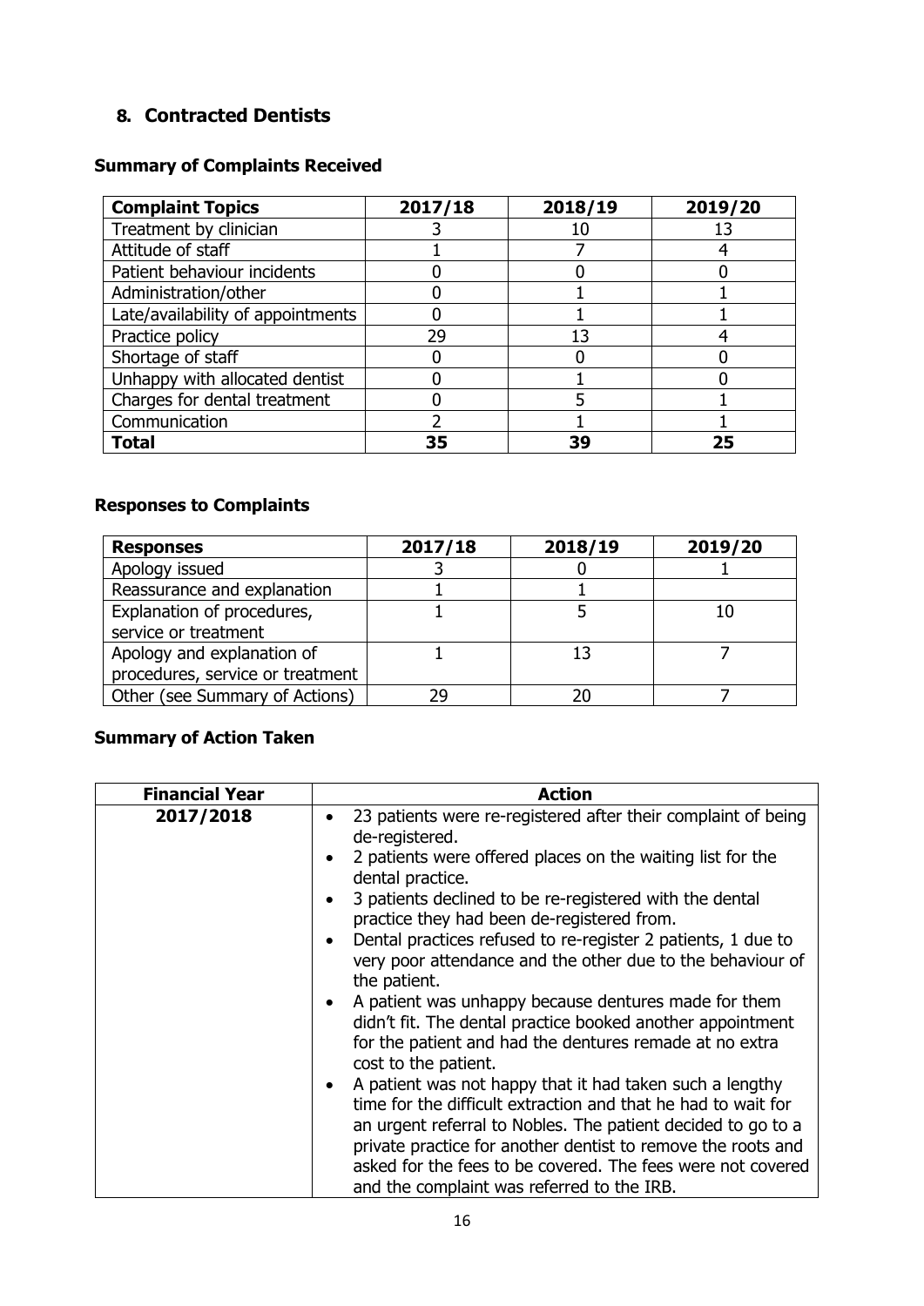## 8. Contracted Dentists

### Summary of Complaints Received

| Complaint Topics | 2017/18 | 2018/19 | 2019/20 |
|---|---|---|---|
| Treatment by clinician | 3 | 10 | 13 |
| Attitude of staff | 1 | 7 | 4 |
| Patient behaviour incidents | 0 | 0 | 0 |
| Administration/other | 0 | 1 | 1 |
| Late/availability of appointments | 0 | 1 | 1 |
| Practice policy | 29 | 13 | 4 |
| Shortage of staff | 0 | 0 | 0 |
| Unhappy with allocated dentist | 0 | 1 | 0 |
| Charges for dental treatment | 0 | 5 | 1 |
| Communication | 2 | 1 | 1 |
| **Total** | **35** | **39** | **25** |

### Responses to Complaints

| Responses | 2017/18 | 2018/19 | 2019/20 |
|---|---|---|---|
| Apology issued | 3 | 0 | 1 |
| Reassurance and explanation | 1 | 1 | |
| Explanation of procedures, service or treatment | 1 | 5 | 10 |
| Apology and explanation of procedures, service or treatment | 1 | 13 | 7 |
| Other (see Summary of Actions) | 29 | 20 | 7 |

### Summary of Action Taken

| Financial Year | Action |
|---|---|
| **2017/2018** | • 23 patients were re-registered after their complaint of being de-registered.<br>• 2 patients were offered places on the waiting list for the dental practice.<br>• 3 patients declined to be re-registered with the dental practice they had been de-registered from.<br>• Dental practices refused to re-register 2 patients, 1 due to very poor attendance and the other due to the behaviour of the patient.<br>• A patient was unhappy because dentures made for them didn't fit. The dental practice booked another appointment for the patient and had the dentures remade at no extra cost to the patient.<br>• A patient was not happy that it had taken such a lengthy time for the difficult extraction and that he had to wait for an urgent referral to Nobles. The patient decided to go to a private practice for another dentist to remove the roots and asked for the fees to be covered. The fees were not covered and the complaint was referred to the IRB. |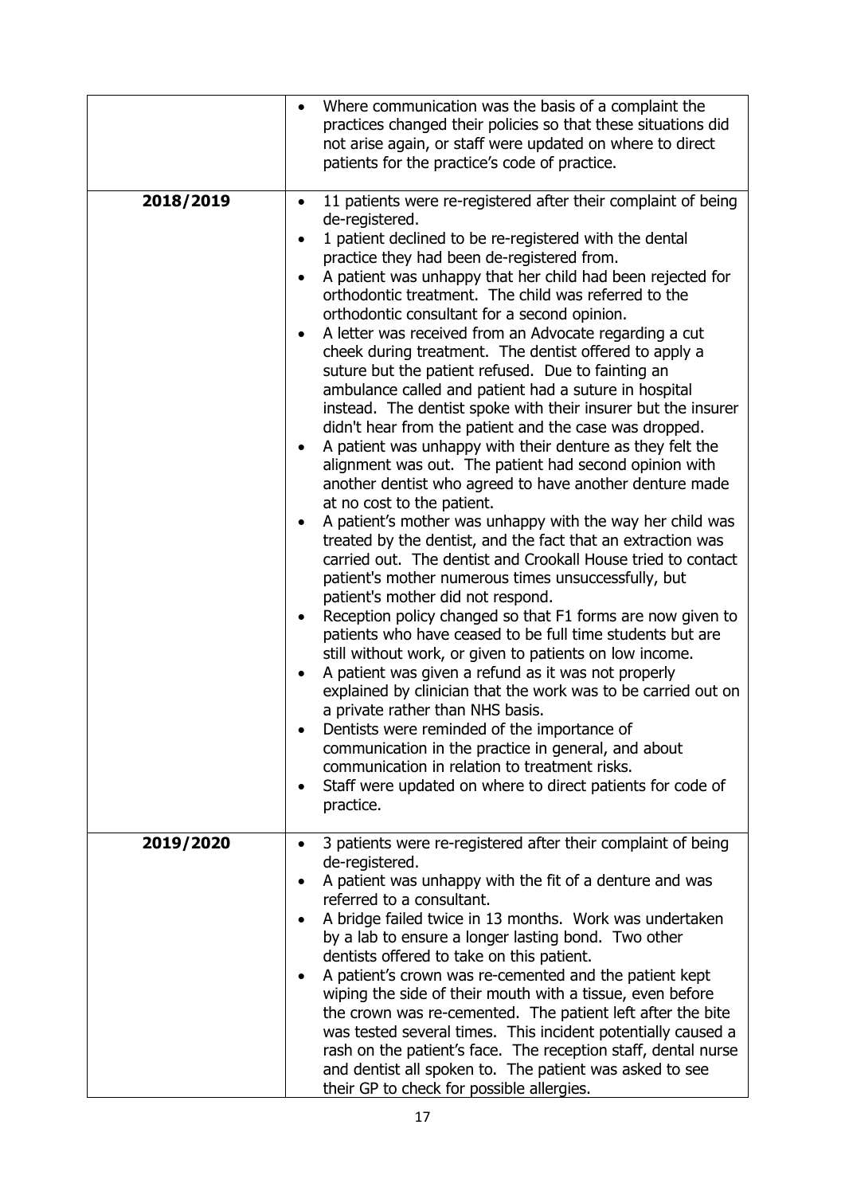| | |
|---|---|
| | • Where communication was the basis of a complaint the practices changed their policies so that these situations did not arise again, or staff were updated on where to direct patients for the practice's code of practice. |
| **2018/2019** | • 11 patients were re-registered after their complaint of being de-registered.<br>• 1 patient declined to be re-registered with the dental practice they had been de-registered from.<br>• A patient was unhappy that her child had been rejected for orthodontic treatment. The child was referred to the orthodontic consultant for a second opinion.<br>• A letter was received from an Advocate regarding a cut cheek during treatment. The dentist offered to apply a suture but the patient refused. Due to fainting an ambulance called and patient had a suture in hospital instead. The dentist spoke with their insurer but the insurer didn't hear from the patient and the case was dropped.<br>• A patient was unhappy with their denture as they felt the alignment was out. The patient had second opinion with another dentist who agreed to have another denture made at no cost to the patient.<br>• A patient's mother was unhappy with the way her child was treated by the dentist, and the fact that an extraction was carried out. The dentist and Crookall House tried to contact patient's mother numerous times unsuccessfully, but patient's mother did not respond.<br>• Reception policy changed so that F1 forms are now given to patients who have ceased to be full time students but are still without work, or given to patients on low income.<br>• A patient was given a refund as it was not properly explained by clinician that the work was to be carried out on a private rather than NHS basis.<br>• Dentists were reminded of the importance of communication in the practice in general, and about communication in relation to treatment risks.<br>• Staff were updated on where to direct patients for code of practice. |
| **2019/2020** | • 3 patients were re-registered after their complaint of being de-registered.<br>• A patient was unhappy with the fit of a denture and was referred to a consultant.<br>• A bridge failed twice in 13 months. Work was undertaken by a lab to ensure a longer lasting bond. Two other dentists offered to take on this patient.<br>• A patient's crown was re-cemented and the patient kept wiping the side of their mouth with a tissue, even before the crown was re-cemented. The patient left after the bite was tested several times. This incident potentially caused a rash on the patient's face. The reception staff, dental nurse and dentist all spoken to. The patient was asked to see their GP to check for possible allergies. |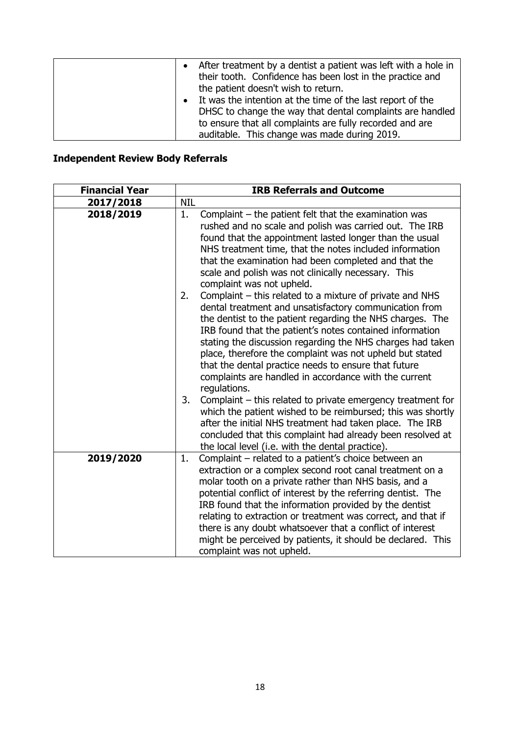| | |
|---|---|
| | • After treatment by a dentist a patient was left with a hole in their tooth. Confidence has been lost in the practice and the patient doesn't wish to return.<br>• It was the intention at the time of the last report of the DHSC to change the way that dental complaints are handled to ensure that all complaints are fully recorded and are auditable. This change was made during 2019. |

## Independent Review Body Referrals

| Financial Year | IRB Referrals and Outcome |
|---|---|
| **2017/2018** | NIL |
| **2018/2019** | 1. Complaint – the patient felt that the examination was rushed and no scale and polish was carried out. The IRB found that the appointment lasted longer than the usual NHS treatment time, that the notes included information that the examination had been completed and that the scale and polish was not clinically necessary. This complaint was not upheld.<br>2. Complaint – this related to a mixture of private and NHS dental treatment and unsatisfactory communication from the dentist to the patient regarding the NHS charges. The IRB found that the patient's notes contained information stating the discussion regarding the NHS charges had taken place, therefore the complaint was not upheld but stated that the dental practice needs to ensure that future complaints are handled in accordance with the current regulations.<br>3. Complaint – this related to private emergency treatment for which the patient wished to be reimbursed; this was shortly after the initial NHS treatment had taken place. The IRB concluded that this complaint had already been resolved at the local level (i.e. with the dental practice). |
| **2019/2020** | 1. Complaint – related to a patient's choice between an extraction or a complex second root canal treatment on a molar tooth on a private rather than NHS basis, and a potential conflict of interest by the referring dentist. The IRB found that the information provided by the dentist relating to extraction or treatment was correct, and that if there is any doubt whatsoever that a conflict of interest might be perceived by patients, it should be declared. This complaint was not upheld. |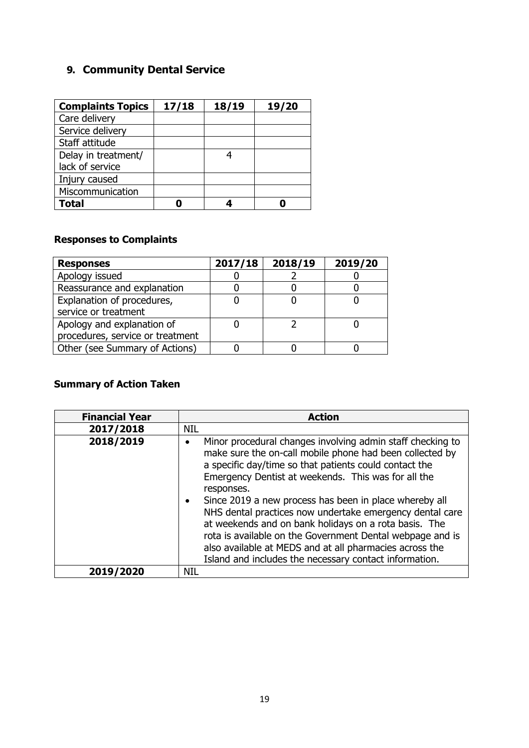## 9. Community Dental Service

| Complaints Topics | 17/18 | 18/19 | 19/20 |
|---|---|---|---|
| Care delivery | | | |
| Service delivery | | | |
| Staff attitude | | | |
| Delay in treatment/ lack of service | | 4 | |
| Injury caused | | | |
| Miscommunication | | | |
| **Total** | **0** | **4** | **0** |

### Responses to Complaints

| Responses | 2017/18 | 2018/19 | 2019/20 |
|---|---|---|---|
| Apology issued | 0 | 2 | 0 |
| Reassurance and explanation | 0 | 0 | 0 |
| Explanation of procedures, service or treatment | 0 | 0 | 0 |
| Apology and explanation of procedures, service or treatment | 0 | 2 | 0 |
| Other (see Summary of Actions) | 0 | 0 | 0 |

### Summary of Action Taken

| Financial Year | Action |
|---|---|
| **2017/2018** | NIL |
| **2018/2019** | • Minor procedural changes involving admin staff checking to make sure the on-call mobile phone had been collected by a specific day/time so that patients could contact the Emergency Dentist at weekends. This was for all the responses.<br>• Since 2019 a new process has been in place whereby all NHS dental practices now undertake emergency dental care at weekends and on bank holidays on a rota basis. The rota is available on the Government Dental webpage and is also available at MEDS and at all pharmacies across the Island and includes the necessary contact information. |
| **2019/2020** | NIL |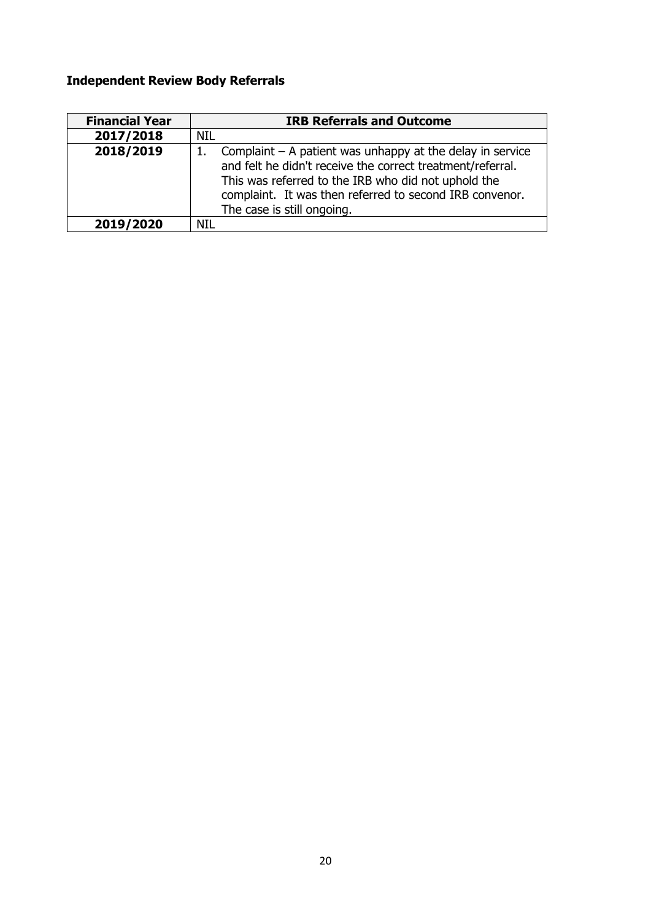**Independent Review Body Referrals**

| Financial Year | IRB Referrals and Outcome |
|---|---|
| **2017/2018** | NIL |
| **2018/2019** | 1. Complaint – A patient was unhappy at the delay in service and felt he didn't receive the correct treatment/referral. This was referred to the IRB who did not uphold the complaint. It was then referred to second IRB convenor. The case is still ongoing. |
| **2019/2020** | NIL |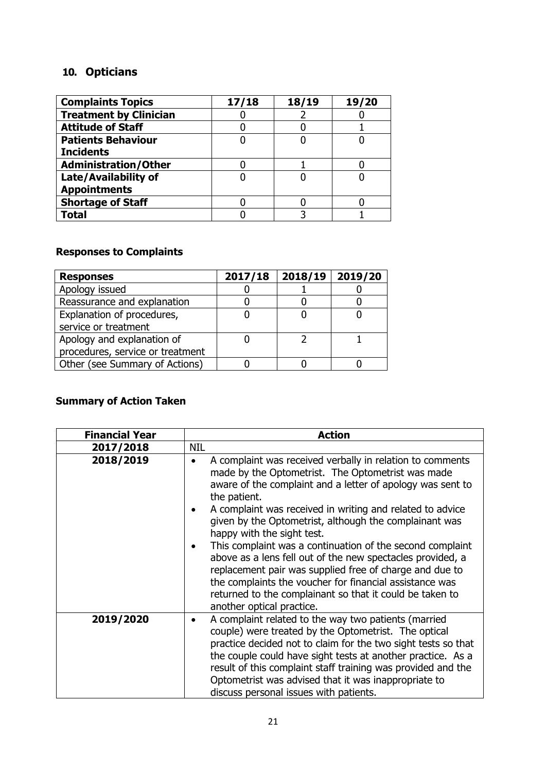## 10. Opticians

| Complaints Topics | 17/18 | 18/19 | 19/20 |
|---|---|---|---|
| Treatment by Clinician | 0 | 2 | 0 |
| Attitude of Staff | 0 | 0 | 1 |
| Patients Behaviour Incidents | 0 | 0 | 0 |
| Administration/Other | 0 | 1 | 0 |
| Late/Availability of Appointments | 0 | 0 | 0 |
| Shortage of Staff | 0 | 0 | 0 |
| **Total** | 0 | 3 | 1 |

### Responses to Complaints

| Responses | 2017/18 | 2018/19 | 2019/20 |
|---|---|---|---|
| Apology issued | 0 | 1 | 0 |
| Reassurance and explanation | 0 | 0 | 0 |
| Explanation of procedures, service or treatment | 0 | 0 | 0 |
| Apology and explanation of procedures, service or treatment | 0 | 2 | 1 |
| Other (see Summary of Actions) | 0 | 0 | 0 |

### Summary of Action Taken

| Financial Year | Action |
|---|---|
| **2017/2018** | NIL |
| **2018/2019** | • A complaint was received verbally in relation to comments made by the Optometrist. The Optometrist was made aware of the complaint and a letter of apology was sent to the patient.<br>• A complaint was received in writing and related to advice given by the Optometrist, although the complainant was happy with the sight test.<br>• This complaint was a continuation of the second complaint above as a lens fell out of the new spectacles provided, a replacement pair was supplied free of charge and due to the complaints the voucher for financial assistance was returned to the complainant so that it could be taken to another optical practice. |
| **2019/2020** | • A complaint related to the way two patients (married couple) were treated by the Optometrist. The optical practice decided not to claim for the two sight tests so that the couple could have sight tests at another practice. As a result of this complaint staff training was provided and the Optometrist was advised that it was inappropriate to discuss personal issues with patients. |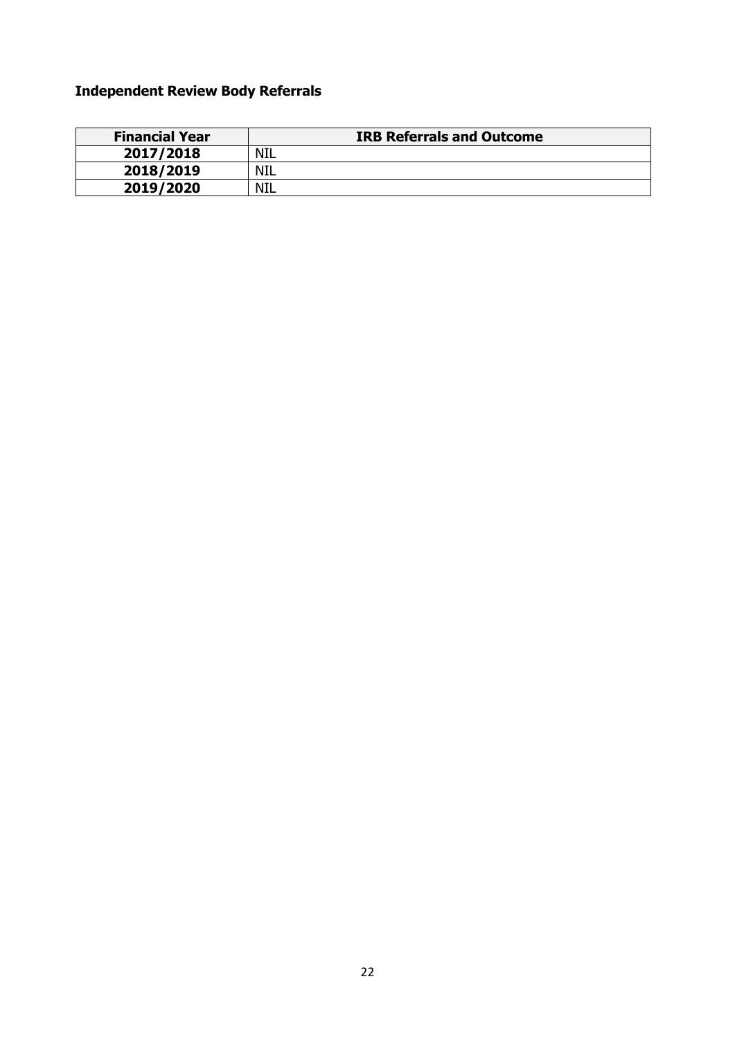### **Independent Review Body Referrals**

| Financial Year | IRB Referrals and Outcome |
|---|---|
| **2017/2018** | NIL |
| **2018/2019** | NIL |
| **2019/2020** | NIL |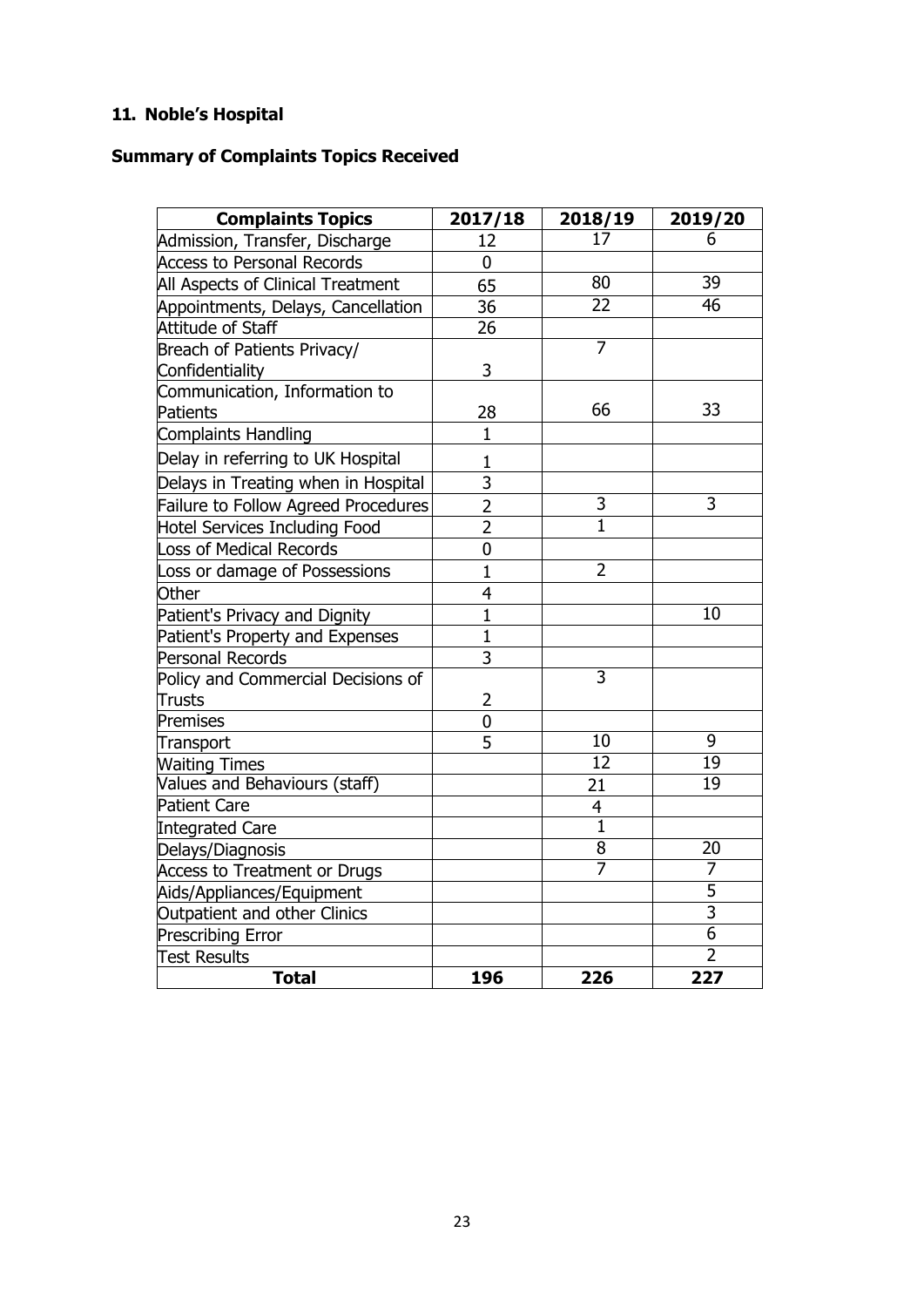## 11. Noble's Hospital

### Summary of Complaints Topics Received

| Complaints Topics | 2017/18 | 2018/19 | 2019/20 |
|---|---|---|---|
| Admission, Transfer, Discharge | 12 | 17 | 6 |
| Access to Personal Records | 0 | | |
| All Aspects of Clinical Treatment | 65 | 80 | 39 |
| Appointments, Delays, Cancellation | 36 | 22 | 46 |
| Attitude of Staff | 26 | | |
| Breach of Patients Privacy/ Confidentiality | 3 | 7 | |
| Communication, Information to Patients | 28 | 66 | 33 |
| Complaints Handling | 1 | | |
| Delay in referring to UK Hospital | 1 | | |
| Delays in Treating when in Hospital | 3 | | |
| Failure to Follow Agreed Procedures | 2 | 3 | 3 |
| Hotel Services Including Food | 2 | 1 | |
| Loss of Medical Records | 0 | | |
| Loss or damage of Possessions | 1 | 2 | |
| Other | 4 | | |
| Patient's Privacy and Dignity | 1 | | 10 |
| Patient's Property and Expenses | 1 | | |
| Personal Records | 3 | | |
| Policy and Commercial Decisions of Trusts | 2 | 3 | |
| Premises | 0 | | |
| Transport | 5 | 10 | 9 |
| Waiting Times | | 12 | 19 |
| Values and Behaviours (staff) | | 21 | 19 |
| Patient Care | | 4 | |
| Integrated Care | | 1 | |
| Delays/Diagnosis | | 8 | 20 |
| Access to Treatment or Drugs | | 7 | 7 |
| Aids/Appliances/Equipment | | | 5 |
| Outpatient and other Clinics | | | 3 |
| Prescribing Error | | | 6 |
| Test Results | | | 2 |
| **Total** | **196** | **226** | **227** |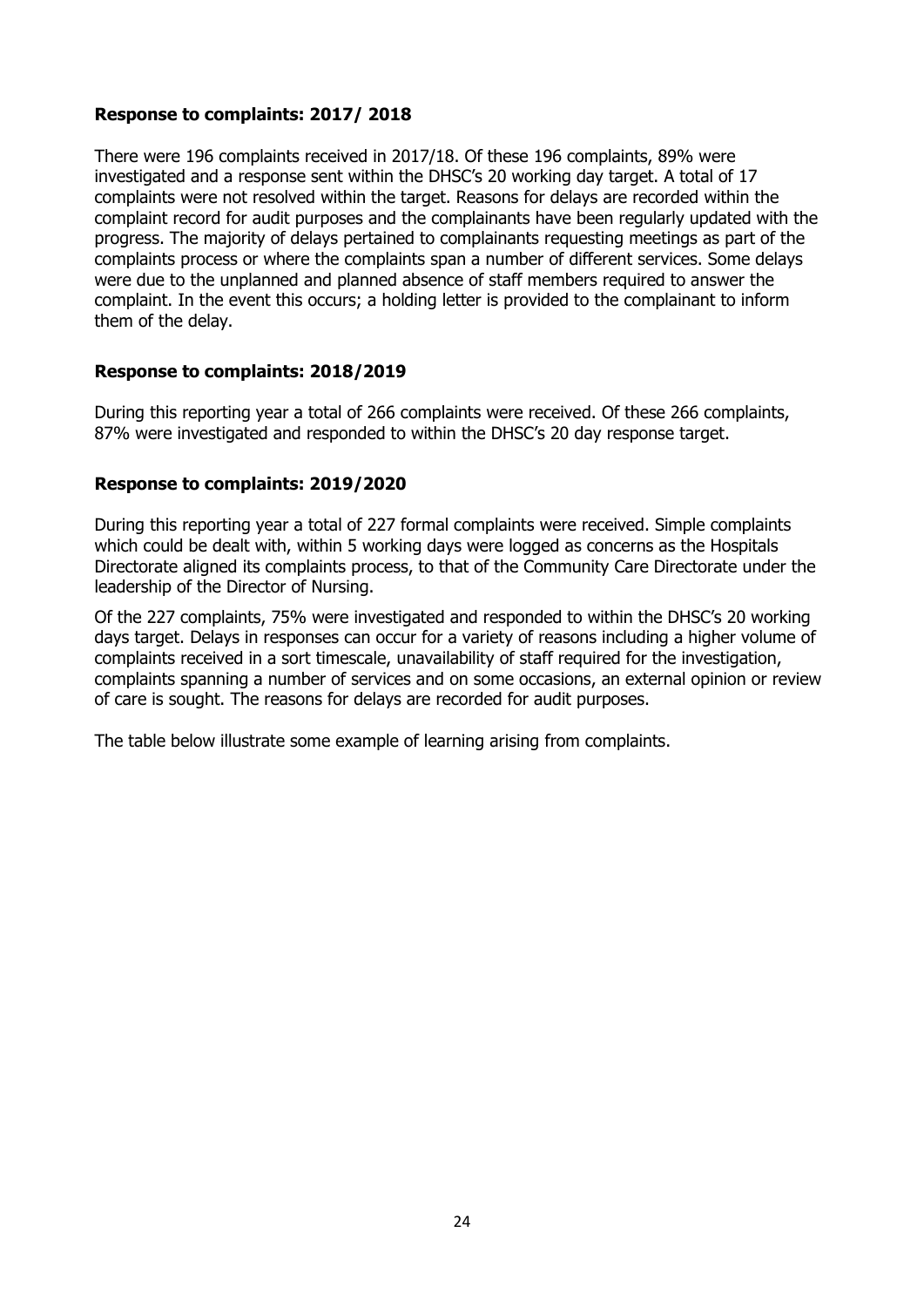**Response to complaints: 2017/ 2018**

There were 196 complaints received in 2017/18. Of these 196 complaints, 89% were investigated and a response sent within the DHSC's 20 working day target. A total of 17 complaints were not resolved within the target. Reasons for delays are recorded within the complaint record for audit purposes and the complainants have been regularly updated with the progress. The majority of delays pertained to complainants requesting meetings as part of the complaints process or where the complaints span a number of different services. Some delays were due to the unplanned and planned absence of staff members required to answer the complaint. In the event this occurs; a holding letter is provided to the complainant to inform them of the delay.

**Response to complaints: 2018/2019**

During this reporting year a total of 266 complaints were received. Of these 266 complaints, 87% were investigated and responded to within the DHSC's 20 day response target.

**Response to complaints: 2019/2020**

During this reporting year a total of 227 formal complaints were received. Simple complaints which could be dealt with, within 5 working days were logged as concerns as the Hospitals Directorate aligned its complaints process, to that of the Community Care Directorate under the leadership of the Director of Nursing.

Of the 227 complaints, 75% were investigated and responded to within the DHSC's 20 working days target. Delays in responses can occur for a variety of reasons including a higher volume of complaints received in a sort timescale, unavailability of staff required for the investigation, complaints spanning a number of services and on some occasions, an external opinion or review of care is sought. The reasons for delays are recorded for audit purposes.

The table below illustrate some example of learning arising from complaints.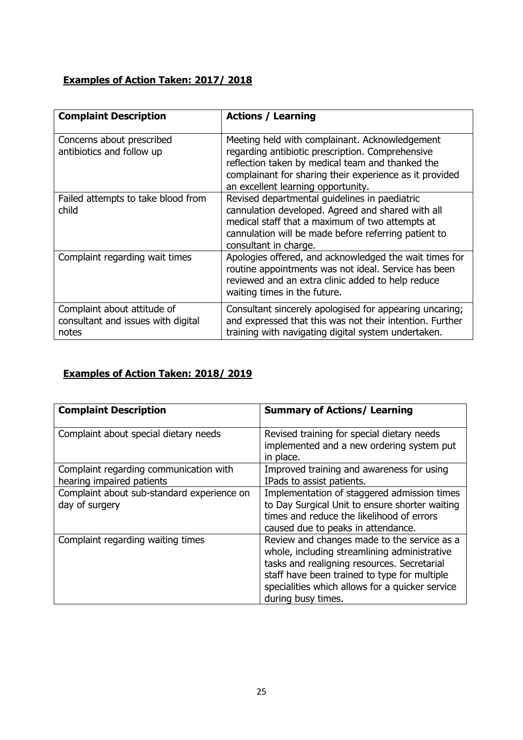## **Examples of Action Taken: 2017/ 2018**

| **Complaint Description** | **Actions / Learning** |
|---|---|
| Concerns about prescribed antibiotics and follow up | Meeting held with complainant. Acknowledgement regarding antibiotic prescription. Comprehensive reflection taken by medical team and thanked the complainant for sharing their experience as it provided an excellent learning opportunity. |
| Failed attempts to take blood from child | Revised departmental guidelines in paediatric cannulation developed. Agreed and shared with all medical staff that a maximum of two attempts at cannulation will be made before referring patient to consultant in charge. |
| Complaint regarding wait times | Apologies offered, and acknowledged the wait times for routine appointments was not ideal. Service has been reviewed and an extra clinic added to help reduce waiting times in the future. |
| Complaint about attitude of consultant and issues with digital notes | Consultant sincerely apologised for appearing uncaring; and expressed that this was not their intention. Further training with navigating digital system undertaken. |

## **Examples of Action Taken: 2018/ 2019**

| **Complaint Description** | **Summary of Actions/ Learning** |
|---|---|
| Complaint about special dietary needs | Revised training for special dietary needs implemented and a new ordering system put in place. |
| Complaint regarding communication with hearing impaired patients | Improved training and awareness for using IPads to assist patients. |
| Complaint about sub-standard experience on day of surgery | Implementation of staggered admission times to Day Surgical Unit to ensure shorter waiting times and reduce the likelihood of errors caused due to peaks in attendance. |
| Complaint regarding waiting times | Review and changes made to the service as a whole, including streamlining administrative tasks and realigning resources. Secretarial staff have been trained to type for multiple specialities which allows for a quicker service during busy times. |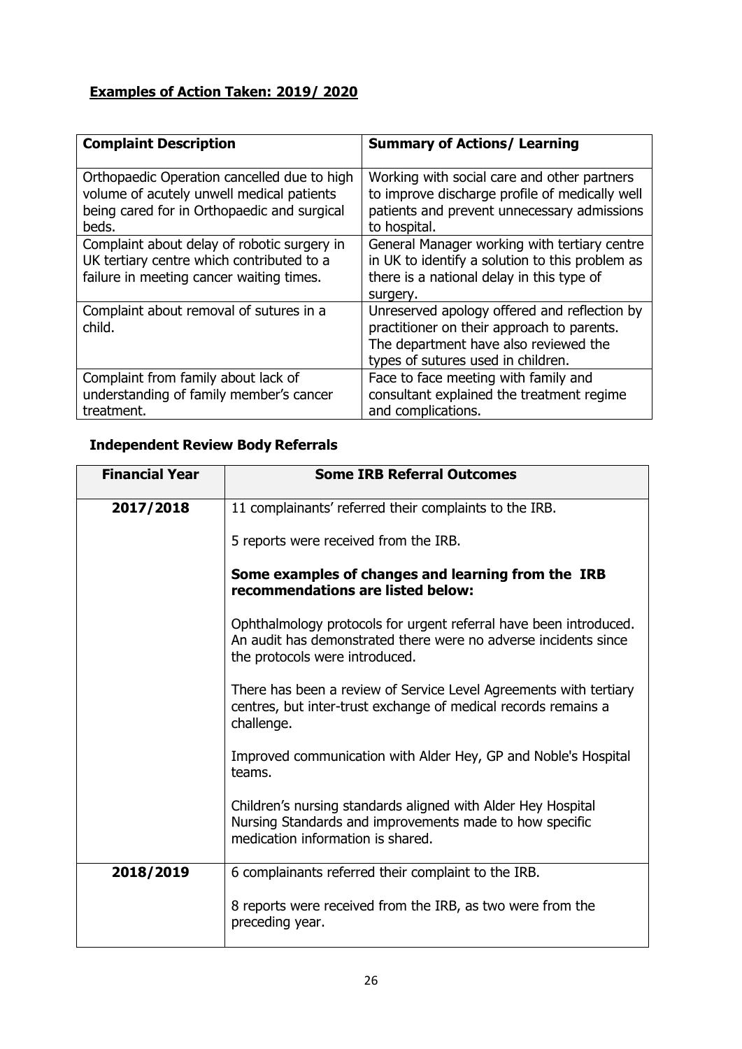## **Examples of Action Taken: 2019/ 2020**

| **Complaint Description** | **Summary of Actions/ Learning** |
|---|---|
| Orthopaedic Operation cancelled due to high volume of acutely unwell medical patients being cared for in Orthopaedic and surgical beds. | Working with social care and other partners to improve discharge profile of medically well patients and prevent unnecessary admissions to hospital. |
| Complaint about delay of robotic surgery in UK tertiary centre which contributed to a failure in meeting cancer waiting times. | General Manager working with tertiary centre in UK to identify a solution to this problem as there is a national delay in this type of surgery. |
| Complaint about removal of sutures in a child. | Unreserved apology offered and reflection by practitioner on their approach to parents. The department have also reviewed the types of sutures used in children. |
| Complaint from family about lack of understanding of family member's cancer treatment. | Face to face meeting with family and consultant explained the treatment regime and complications. |

### **Independent Review Body Referrals**

| **Financial Year** | **Some IRB Referral Outcomes** |
|---|---|
| **2017/2018** | 11 complainants' referred their complaints to the IRB.<br><br>5 reports were received from the IRB.<br><br>**Some examples of changes and learning from the IRB recommendations are listed below:**<br><br>Ophthalmology protocols for urgent referral have been introduced. An audit has demonstrated there were no adverse incidents since the protocols were introduced.<br><br>There has been a review of Service Level Agreements with tertiary centres, but inter-trust exchange of medical records remains a challenge.<br><br>Improved communication with Alder Hey, GP and Noble's Hospital teams.<br><br>Children's nursing standards aligned with Alder Hey Hospital Nursing Standards and improvements made to how specific medication information is shared. |
| **2018/2019** | 6 complainants referred their complaint to the IRB.<br><br>8 reports were received from the IRB, as two were from the preceding year. |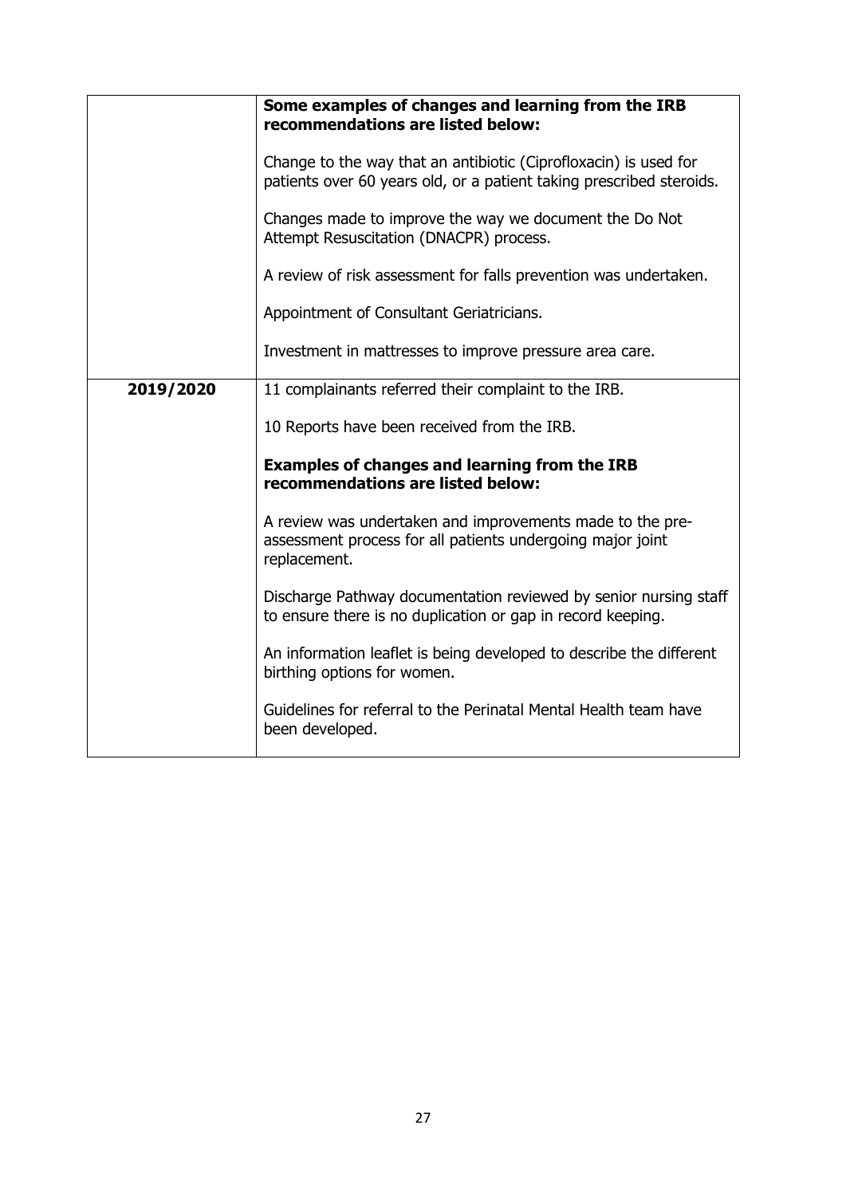| | |
|---|---|
| | **Some examples of changes and learning from the IRB recommendations are listed below:**<br><br>Change to the way that an antibiotic (Ciprofloxacin) is used for patients over 60 years old, or a patient taking prescribed steroids.<br><br>Changes made to improve the way we document the Do Not Attempt Resuscitation (DNACPR) process.<br><br>A review of risk assessment for falls prevention was undertaken.<br><br>Appointment of Consultant Geriatricians.<br><br>Investment in mattresses to improve pressure area care. |
| **2019/2020** | 11 complainants referred their complaint to the IRB.<br><br>10 Reports have been received from the IRB.<br><br>**Examples of changes and learning from the IRB recommendations are listed below:**<br><br>A review was undertaken and improvements made to the pre-assessment process for all patients undergoing major joint replacement.<br><br>Discharge Pathway documentation reviewed by senior nursing staff to ensure there is no duplication or gap in record keeping.<br><br>An information leaflet is being developed to describe the different birthing options for women.<br><br>Guidelines for referral to the Perinatal Mental Health team have been developed. |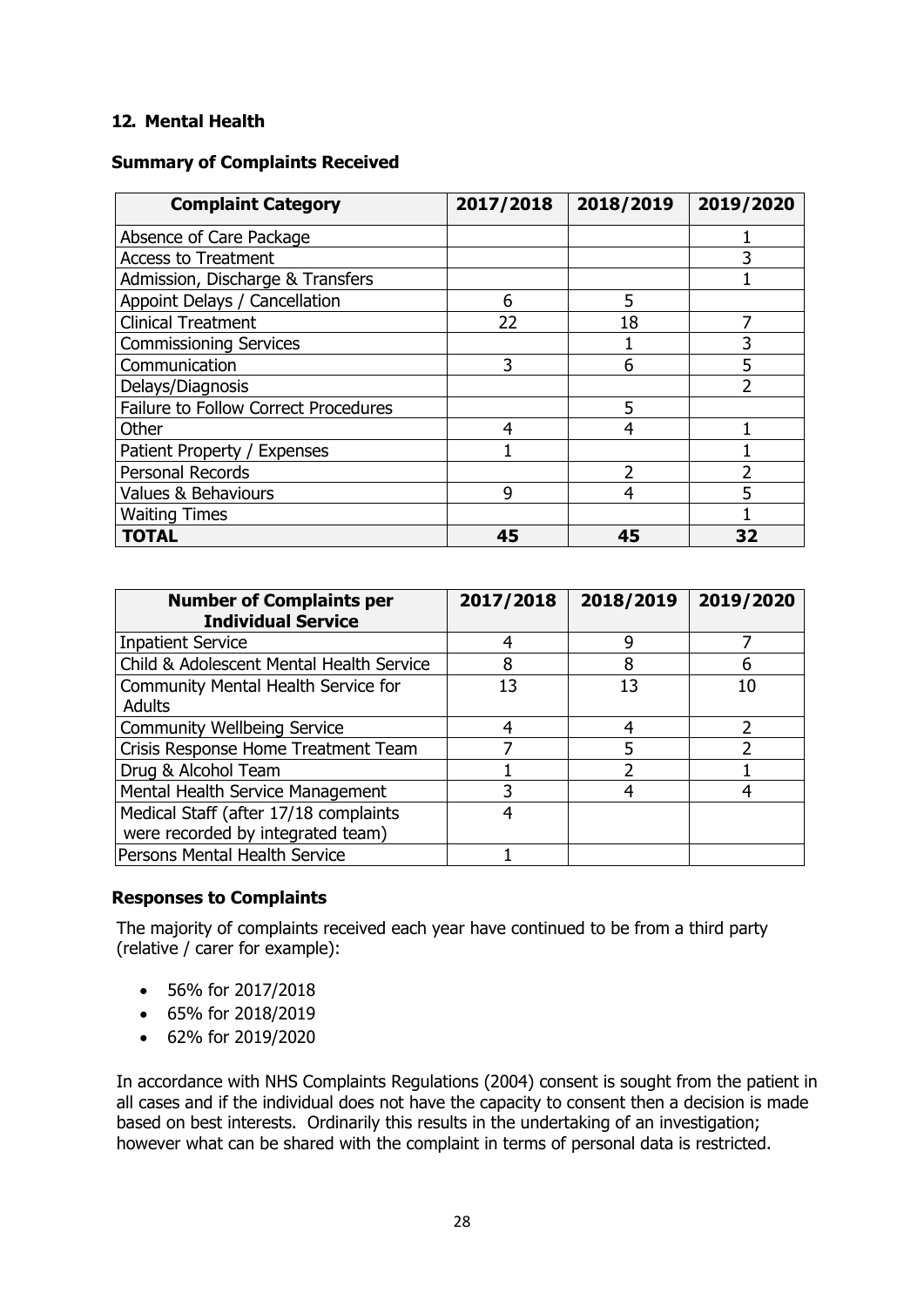## 12. Mental Health

### Summary of Complaints Received

| Complaint Category | 2017/2018 | 2018/2019 | 2019/2020 |
|---|---|---|---|
| Absence of Care Package | | | 1 |
| Access to Treatment | | | 3 |
| Admission, Discharge & Transfers | | | 1 |
| Appoint Delays / Cancellation | 6 | 5 | |
| Clinical Treatment | 22 | 18 | 7 |
| Commissioning Services | | 1 | 3 |
| Communication | 3 | 6 | 5 |
| Delays/Diagnosis | | | 2 |
| Failure to Follow Correct Procedures | | 5 | |
| Other | 4 | 4 | 1 |
| Patient Property / Expenses | 1 | | 1 |
| Personal Records | | 2 | 2 |
| Values & Behaviours | 9 | 4 | 5 |
| Waiting Times | | | 1 |
| **TOTAL** | **45** | **45** | **32** |

| Number of Complaints per Individual Service | 2017/2018 | 2018/2019 | 2019/2020 |
|---|---|---|---|
| Inpatient Service | 4 | 9 | 7 |
| Child & Adolescent Mental Health Service | 8 | 8 | 6 |
| Community Mental Health Service for Adults | 13 | 13 | 10 |
| Community Wellbeing Service | 4 | 4 | 2 |
| Crisis Response Home Treatment Team | 7 | 5 | 2 |
| Drug & Alcohol Team | 1 | 2 | 1 |
| Mental Health Service Management | 3 | 4 | 4 |
| Medical Staff (after 17/18 complaints were recorded by integrated team) | 4 | | |
| Persons Mental Health Service | 1 | | |

### Responses to Complaints

The majority of complaints received each year have continued to be from a third party (relative / carer for example):

- 56% for 2017/2018
- 65% for 2018/2019
- 62% for 2019/2020

In accordance with NHS Complaints Regulations (2004) consent is sought from the patient in all cases and if the individual does not have the capacity to consent then a decision is made based on best interests. Ordinarily this results in the undertaking of an investigation; however what can be shared with the complaint in terms of personal data is restricted.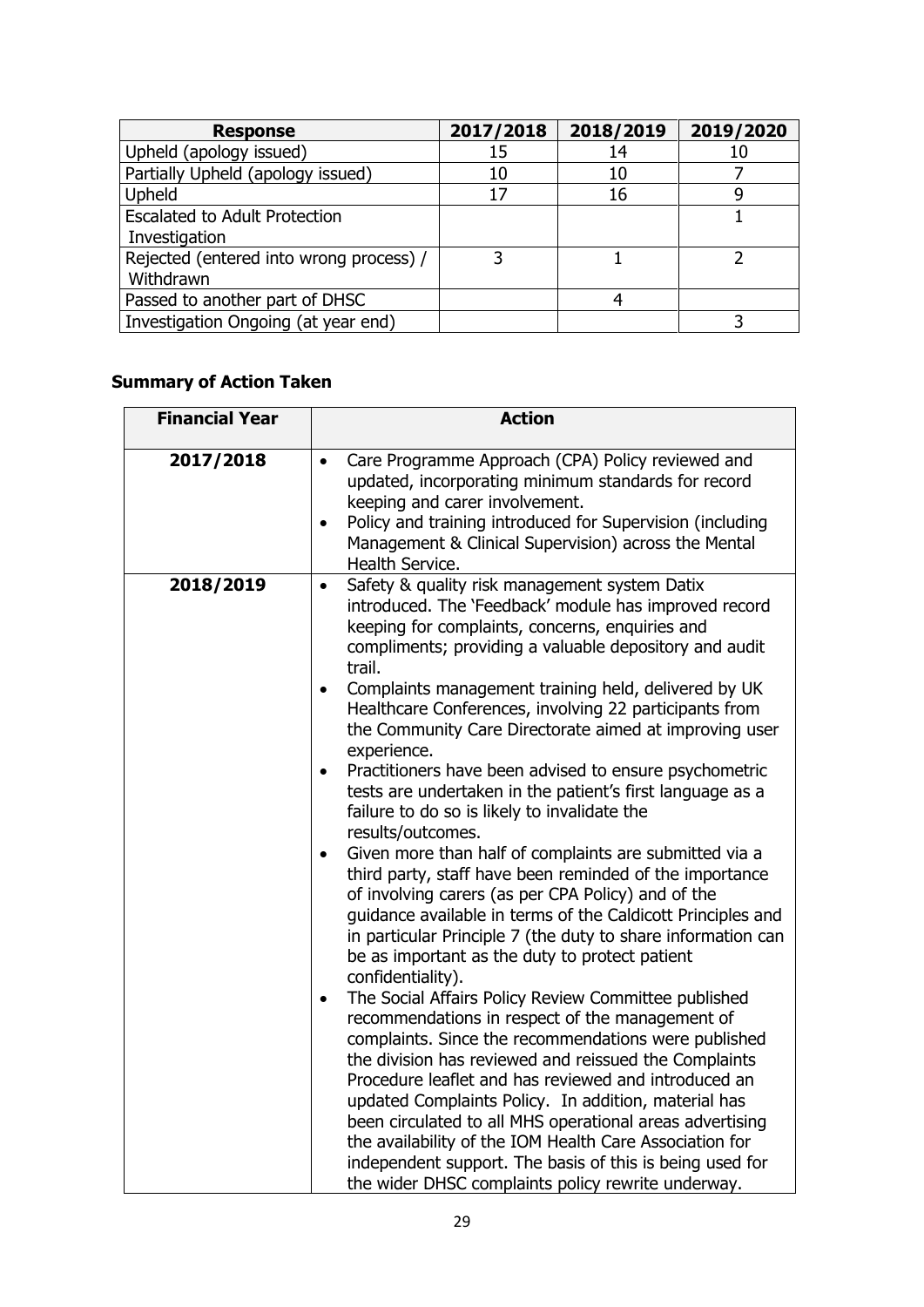| Response | 2017/2018 | 2018/2019 | 2019/2020 |
|---|---|---|---|
| Upheld (apology issued) | 15 | 14 | 10 |
| Partially Upheld (apology issued) | 10 | 10 | 7 |
| Upheld | 17 | 16 | 9 |
| Escalated to Adult Protection Investigation | | | 1 |
| Rejected (entered into wrong process) / Withdrawn | 3 | 1 | 2 |
| Passed to another part of DHSC | | 4 | |
| Investigation Ongoing (at year end) | | | 3 |

### Summary of Action Taken

| Financial Year | Action |
|---|---|
| **2017/2018** | • Care Programme Approach (CPA) Policy reviewed and updated, incorporating minimum standards for record keeping and carer involvement.<br>• Policy and training introduced for Supervision (including Management & Clinical Supervision) across the Mental Health Service. |
| **2018/2019** | • Safety & quality risk management system Datix introduced. The 'Feedback' module has improved record keeping for complaints, concerns, enquiries and compliments; providing a valuable depository and audit trail.<br>• Complaints management training held, delivered by UK Healthcare Conferences, involving 22 participants from the Community Care Directorate aimed at improving user experience.<br>• Practitioners have been advised to ensure psychometric tests are undertaken in the patient's first language as a failure to do so is likely to invalidate the results/outcomes.<br>• Given more than half of complaints are submitted via a third party, staff have been reminded of the importance of involving carers (as per CPA Policy) and of the guidance available in terms of the Caldicott Principles and in particular Principle 7 (the duty to share information can be as important as the duty to protect patient confidentiality).<br>• The Social Affairs Policy Review Committee published recommendations in respect of the management of complaints. Since the recommendations were published the division has reviewed and reissued the Complaints Procedure leaflet and has reviewed and introduced an updated Complaints Policy. In addition, material has been circulated to all MHS operational areas advertising the availability of the IOM Health Care Association for independent support. The basis of this is being used for the wider DHSC complaints policy rewrite underway. |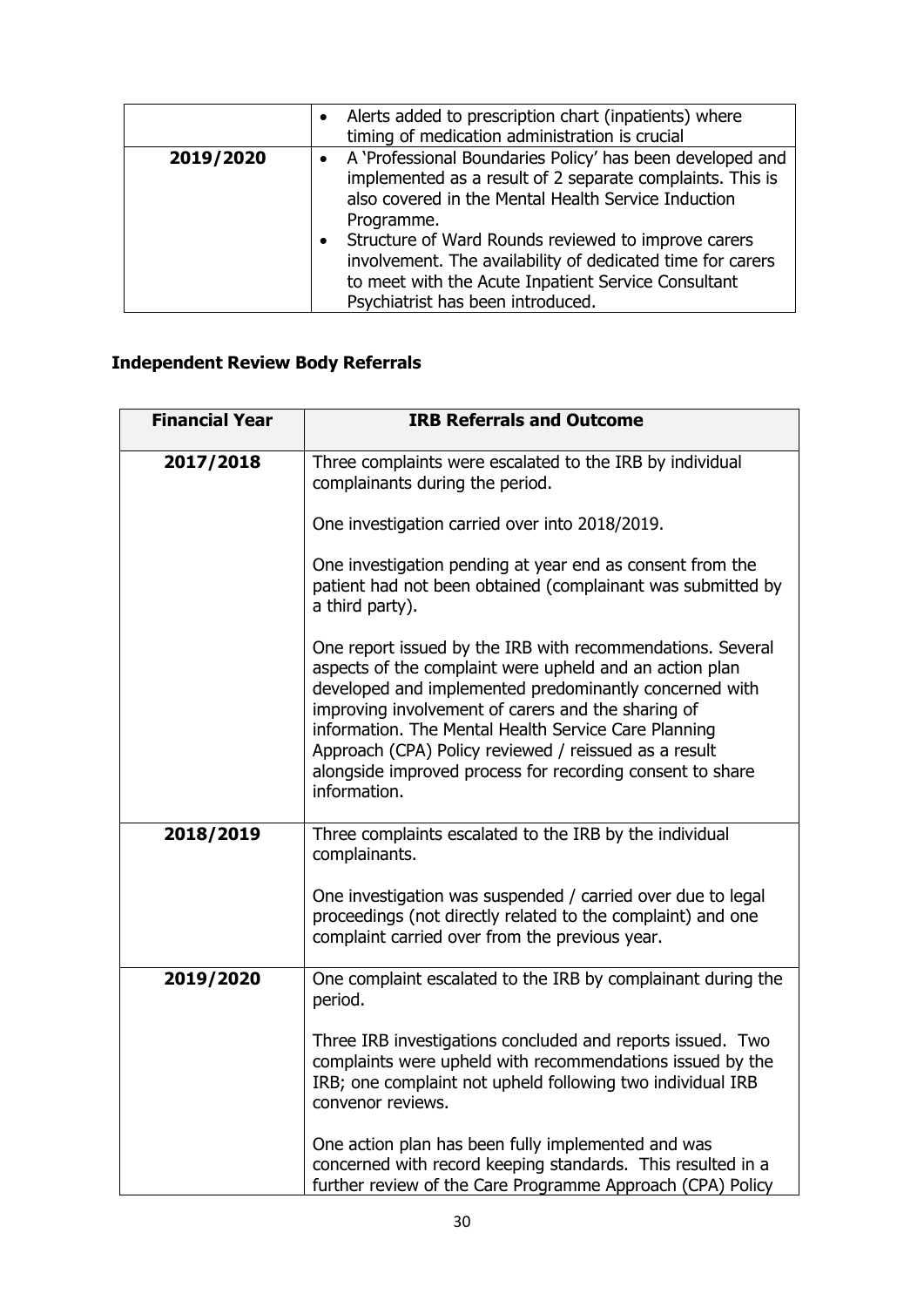| | |
|---|---|
| | • Alerts added to prescription chart (inpatients) where timing of medication administration is crucial |
| **2019/2020** | • A 'Professional Boundaries Policy' has been developed and implemented as a result of 2 separate complaints. This is also covered in the Mental Health Service Induction Programme.<br>• Structure of Ward Rounds reviewed to improve carers involvement. The availability of dedicated time for carers to meet with the Acute Inpatient Service Consultant Psychiatrist has been introduced. |

## Independent Review Body Referrals

| Financial Year | IRB Referrals and Outcome |
|---|---|
| **2017/2018** | Three complaints were escalated to the IRB by individual complainants during the period.<br><br>One investigation carried over into 2018/2019.<br><br>One investigation pending at year end as consent from the patient had not been obtained (complainant was submitted by a third party).<br><br>One report issued by the IRB with recommendations. Several aspects of the complaint were upheld and an action plan developed and implemented predominantly concerned with improving involvement of carers and the sharing of information. The Mental Health Service Care Planning Approach (CPA) Policy reviewed / reissued as a result alongside improved process for recording consent to share information. |
| **2018/2019** | Three complaints escalated to the IRB by the individual complainants.<br><br>One investigation was suspended / carried over due to legal proceedings (not directly related to the complaint) and one complaint carried over from the previous year. |
| **2019/2020** | One complaint escalated to the IRB by complainant during the period.<br><br>Three IRB investigations concluded and reports issued. Two complaints were upheld with recommendations issued by the IRB; one complaint not upheld following two individual IRB convenor reviews.<br><br>One action plan has been fully implemented and was concerned with record keeping standards. This resulted in a further review of the Care Programme Approach (CPA) Policy |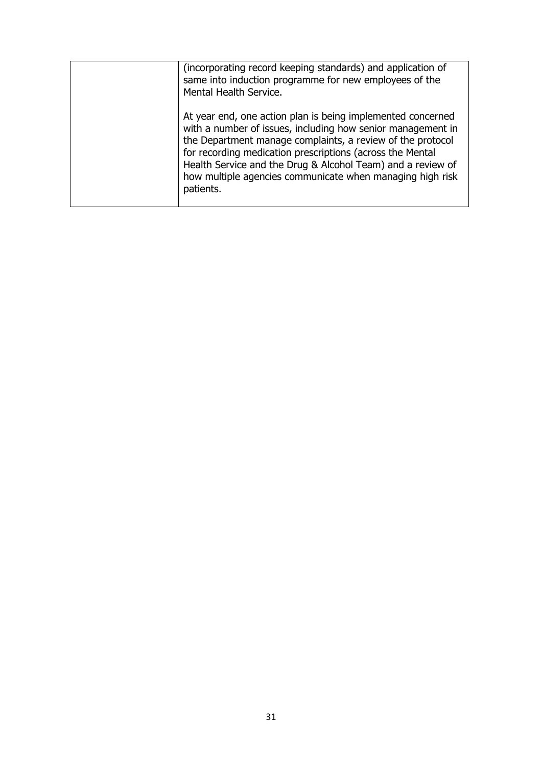| | |
|---|---|
| | (incorporating record keeping standards) and application of same into induction programme for new employees of the Mental Health Service.<br><br>At year end, one action plan is being implemented concerned with a number of issues, including how senior management in the Department manage complaints, a review of the protocol for recording medication prescriptions (across the Mental Health Service and the Drug & Alcohol Team) and a review of how multiple agencies communicate when managing high risk patients. |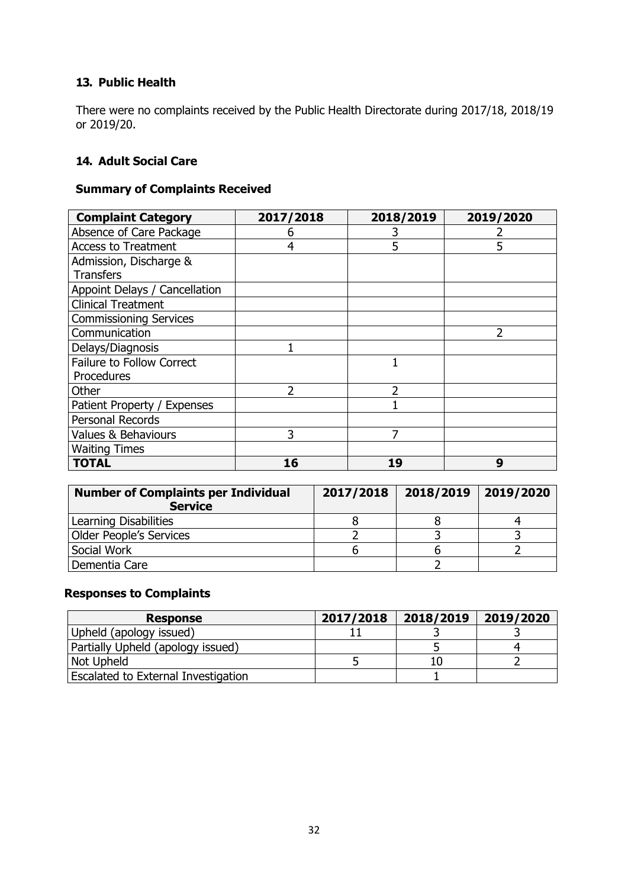## 13. Public Health

There were no complaints received by the Public Health Directorate during 2017/18, 2018/19 or 2019/20.

## 14. Adult Social Care

### Summary of Complaints Received

| Complaint Category | 2017/2018 | 2018/2019 | 2019/2020 |
|---|---|---|---|
| Absence of Care Package | 6 | 3 | 2 |
| Access to Treatment | 4 | 5 | 5 |
| Admission, Discharge & Transfers | | | |
| Appoint Delays / Cancellation | | | |
| Clinical Treatment | | | |
| Commissioning Services | | | |
| Communication | | | 2 |
| Delays/Diagnosis | 1 | | |
| Failure to Follow Correct Procedures | | 1 | |
| Other | 2 | 2 | |
| Patient Property / Expenses | | 1 | |
| Personal Records | | | |
| Values & Behaviours | 3 | 7 | |
| Waiting Times | | | |
| **TOTAL** | **16** | **19** | **9** |

| Number of Complaints per Individual Service | 2017/2018 | 2018/2019 | 2019/2020 |
|---|---|---|---|
| Learning Disabilities | 8 | 8 | 4 |
| Older People's Services | 2 | 3 | 3 |
| Social Work | 6 | 6 | 2 |
| Dementia Care | | 2 | |

### Responses to Complaints

| Response | 2017/2018 | 2018/2019 | 2019/2020 |
|---|---|---|---|
| Upheld (apology issued) | 11 | 3 | 3 |
| Partially Upheld (apology issued) | | 5 | 4 |
| Not Upheld | 5 | 10 | 2 |
| Escalated to External Investigation | | 1 | |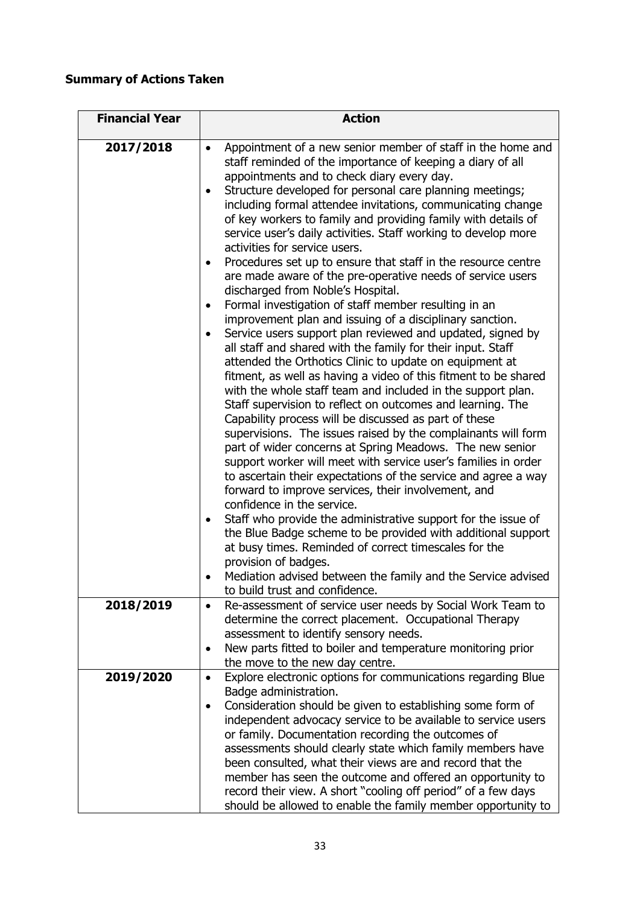## Summary of Actions Taken

| Financial Year | Action |
|---|---|
| **2017/2018** | • Appointment of a new senior member of staff in the home and staff reminded of the importance of keeping a diary of all appointments and to check diary every day.<br>• Structure developed for personal care planning meetings; including formal attendee invitations, communicating change of key workers to family and providing family with details of service user's daily activities. Staff working to develop more activities for service users.<br>• Procedures set up to ensure that staff in the resource centre are made aware of the pre-operative needs of service users discharged from Noble's Hospital.<br>• Formal investigation of staff member resulting in an improvement plan and issuing of a disciplinary sanction.<br>• Service users support plan reviewed and updated, signed by all staff and shared with the family for their input. Staff attended the Orthotics Clinic to update on equipment at fitment, as well as having a video of this fitment to be shared with the whole staff team and included in the support plan. Staff supervision to reflect on outcomes and learning. The Capability process will be discussed as part of these supervisions. The issues raised by the complainants will form part of wider concerns at Spring Meadows. The new senior support worker will meet with service user's families in order to ascertain their expectations of the service and agree a way forward to improve services, their involvement, and confidence in the service.<br>• Staff who provide the administrative support for the issue of the Blue Badge scheme to be provided with additional support at busy times. Reminded of correct timescales for the provision of badges.<br>• Mediation advised between the family and the Service advised to build trust and confidence. |
| **2018/2019** | • Re-assessment of service user needs by Social Work Team to determine the correct placement. Occupational Therapy assessment to identify sensory needs.<br>• New parts fitted to boiler and temperature monitoring prior the move to the new day centre. |
| **2019/2020** | • Explore electronic options for communications regarding Blue Badge administration.<br>• Consideration should be given to establishing some form of independent advocacy service to be available to service users or family. Documentation recording the outcomes of assessments should clearly state which family members have been consulted, what their views are and record that the member has seen the outcome and offered an opportunity to record their view. A short "cooling off period" of a few days should be allowed to enable the family member opportunity to |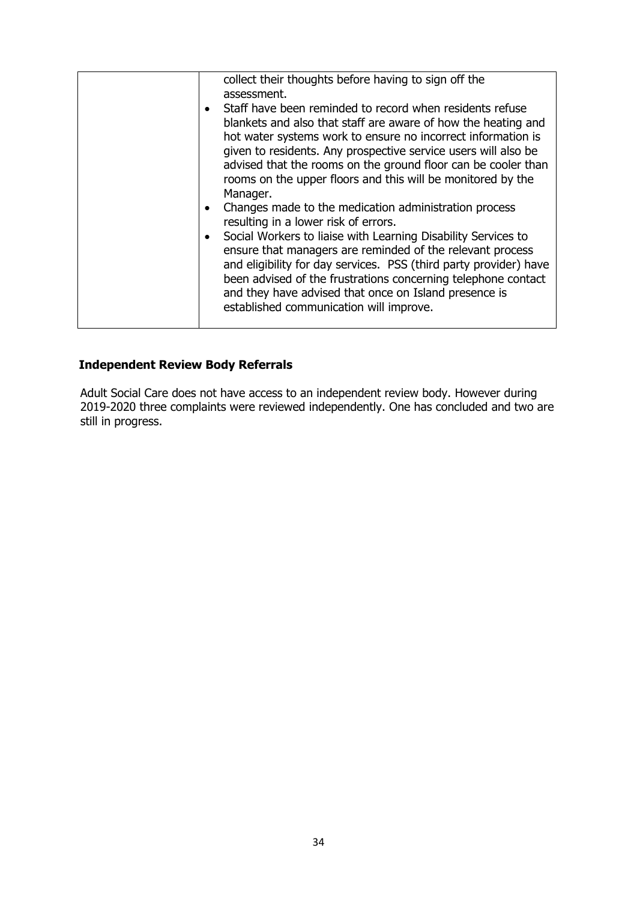| | |
|---|---|
| | collect their thoughts before having to sign off the assessment.<br>• Staff have been reminded to record when residents refuse blankets and also that staff are aware of how the heating and hot water systems work to ensure no incorrect information is given to residents. Any prospective service users will also be advised that the rooms on the ground floor can be cooler than rooms on the upper floors and this will be monitored by the Manager.<br>• Changes made to the medication administration process resulting in a lower risk of errors.<br>• Social Workers to liaise with Learning Disability Services to ensure that managers are reminded of the relevant process and eligibility for day services. PSS (third party provider) have been advised of the frustrations concerning telephone contact and they have advised that once on Island presence is established communication will improve. |

## Independent Review Body Referrals

Adult Social Care does not have access to an independent review body. However during 2019-2020 three complaints were reviewed independently. One has concluded and two are still in progress.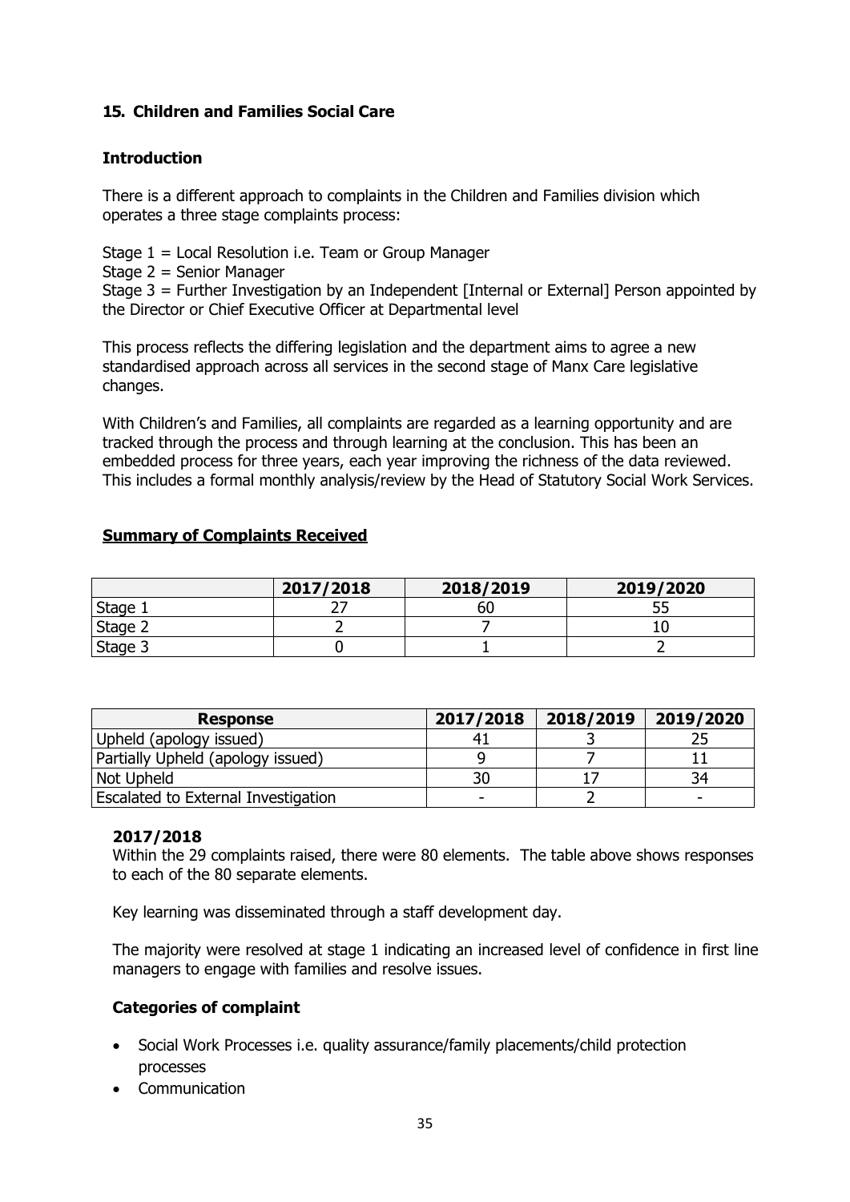## 15. Children and Families Social Care

### Introduction

There is a different approach to complaints in the Children and Families division which operates a three stage complaints process:

Stage 1 = Local Resolution i.e. Team or Group Manager
Stage 2 = Senior Manager
Stage 3 = Further Investigation by an Independent [Internal or External] Person appointed by the Director or Chief Executive Officer at Departmental level

This process reflects the differing legislation and the department aims to agree a new standardised approach across all services in the second stage of Manx Care legislative changes.

With Children's and Families, all complaints are regarded as a learning opportunity and are tracked through the process and through learning at the conclusion. This has been an embedded process for three years, each year improving the richness of the data reviewed. This includes a formal monthly analysis/review by the Head of Statutory Social Work Services.

### <u>Summary of Complaints Received</u>

| | 2017/2018 | 2018/2019 | 2019/2020 |
|---|---|---|---|
| Stage 1 | 27 | 60 | 55 |
| Stage 2 | 2 | 7 | 10 |
| Stage 3 | 0 | 1 | 2 |

| Response | 2017/2018 | 2018/2019 | 2019/2020 |
|---|---|---|---|
| Upheld (apology issued) | 41 | 3 | 25 |
| Partially Upheld (apology issued) | 9 | 7 | 11 |
| Not Upheld | 30 | 17 | 34 |
| Escalated to External Investigation | - | 2 | - |

### 2017/2018

Within the 29 complaints raised, there were 80 elements. The table above shows responses to each of the 80 separate elements.

Key learning was disseminated through a staff development day.

The majority were resolved at stage 1 indicating an increased level of confidence in first line managers to engage with families and resolve issues.

### Categories of complaint

- Social Work Processes i.e. quality assurance/family placements/child protection processes
- Communication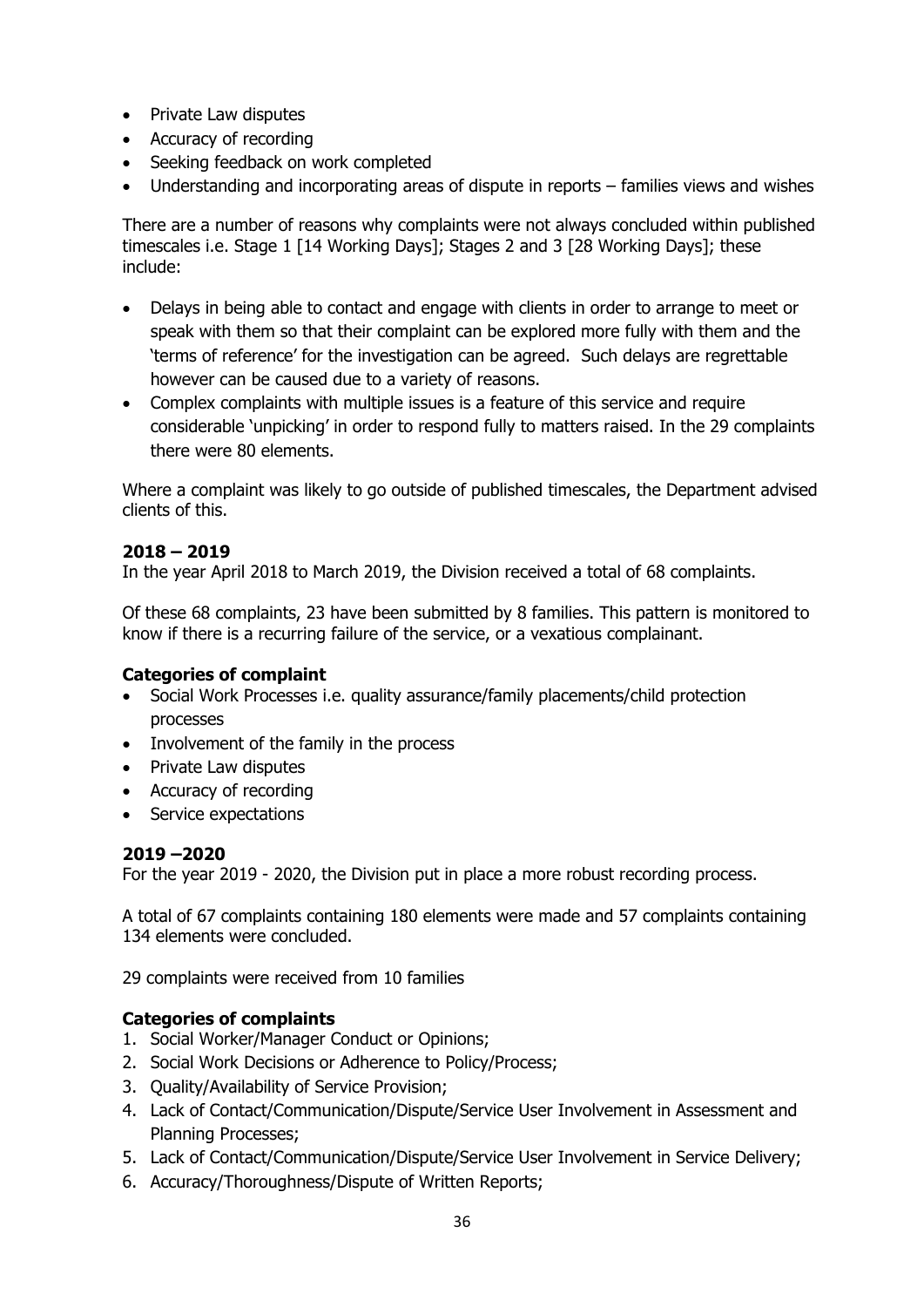- Private Law disputes
- Accuracy of recording
- Seeking feedback on work completed
- Understanding and incorporating areas of dispute in reports – families views and wishes

There are a number of reasons why complaints were not always concluded within published timescales i.e. Stage 1 [14 Working Days]; Stages 2 and 3 [28 Working Days]; these include:

- Delays in being able to contact and engage with clients in order to arrange to meet or speak with them so that their complaint can be explored more fully with them and the 'terms of reference' for the investigation can be agreed. Such delays are regrettable however can be caused due to a variety of reasons.
- Complex complaints with multiple issues is a feature of this service and require considerable 'unpicking' in order to respond fully to matters raised. In the 29 complaints there were 80 elements.

Where a complaint was likely to go outside of published timescales, the Department advised clients of this.

**2018 – 2019**

In the year April 2018 to March 2019, the Division received a total of 68 complaints.

Of these 68 complaints, 23 have been submitted by 8 families. This pattern is monitored to know if there is a recurring failure of the service, or a vexatious complainant.

**Categories of complaint**

- Social Work Processes i.e. quality assurance/family placements/child protection processes
- Involvement of the family in the process
- Private Law disputes
- Accuracy of recording
- Service expectations

**2019 –2020**

For the year 2019 - 2020, the Division put in place a more robust recording process.

A total of 67 complaints containing 180 elements were made and 57 complaints containing 134 elements were concluded.

29 complaints were received from 10 families

**Categories of complaints**

1. Social Worker/Manager Conduct or Opinions;
2. Social Work Decisions or Adherence to Policy/Process;
3. Quality/Availability of Service Provision;
4. Lack of Contact/Communication/Dispute/Service User Involvement in Assessment and Planning Processes;
5. Lack of Contact/Communication/Dispute/Service User Involvement in Service Delivery;
6. Accuracy/Thoroughness/Dispute of Written Reports;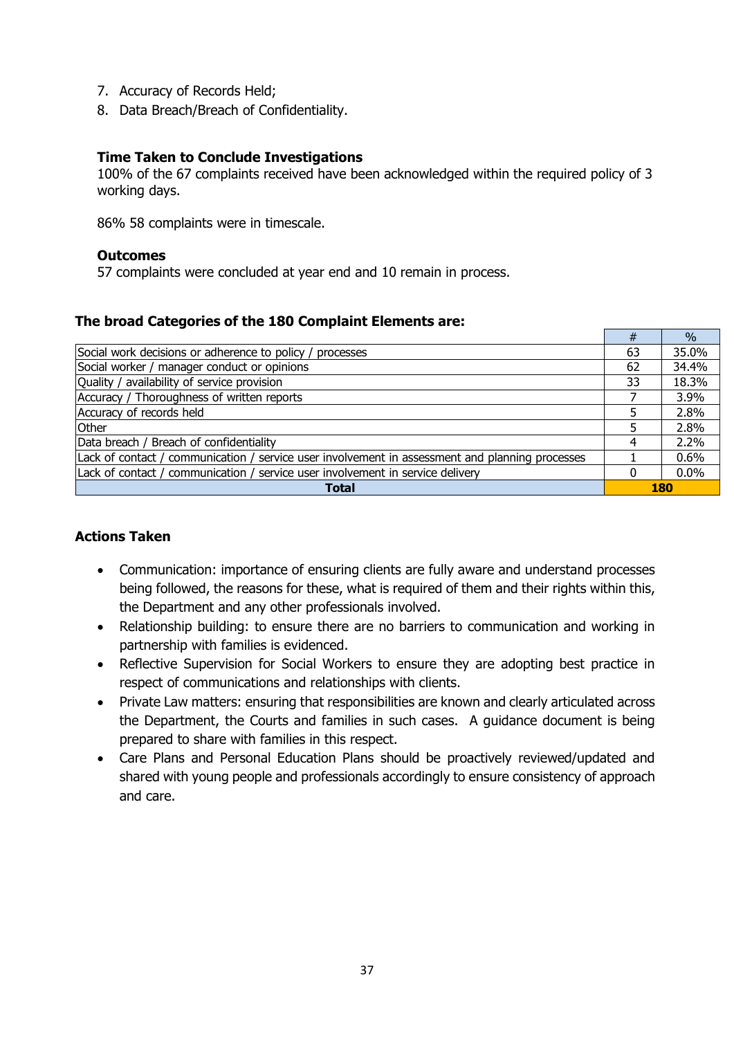7. Accuracy of Records Held;
8. Data Breach/Breach of Confidentiality.

### Time Taken to Conclude Investigations

100% of the 67 complaints received have been acknowledged within the required policy of 3 working days.

86% 58 complaints were in timescale.

### Outcomes

57 complaints were concluded at year end and 10 remain in process.

### The broad Categories of the 180 Complaint Elements are:

| | # | % |
|---|---|---|
| Social work decisions or adherence to policy / processes | 63 | 35.0% |
| Social worker / manager conduct or opinions | 62 | 34.4% |
| Quality / availability of service provision | 33 | 18.3% |
| Accuracy / Thoroughness of written reports | 7 | 3.9% |
| Accuracy of records held | 5 | 2.8% |
| Other | 5 | 2.8% |
| Data breach / Breach of confidentiality | 4 | 2.2% |
| Lack of contact / communication / service user involvement in assessment and planning processes | 1 | 0.6% |
| Lack of contact / communication / service user involvement in service delivery | 0 | 0.0% |
| **Total** | **180** | |

### Actions Taken

- Communication: importance of ensuring clients are fully aware and understand processes being followed, the reasons for these, what is required of them and their rights within this, the Department and any other professionals involved.
- Relationship building: to ensure there are no barriers to communication and working in partnership with families is evidenced.
- Reflective Supervision for Social Workers to ensure they are adopting best practice in respect of communications and relationships with clients.
- Private Law matters: ensuring that responsibilities are known and clearly articulated across the Department, the Courts and families in such cases. A guidance document is being prepared to share with families in this respect.
- Care Plans and Personal Education Plans should be proactively reviewed/updated and shared with young people and professionals accordingly to ensure consistency of approach and care.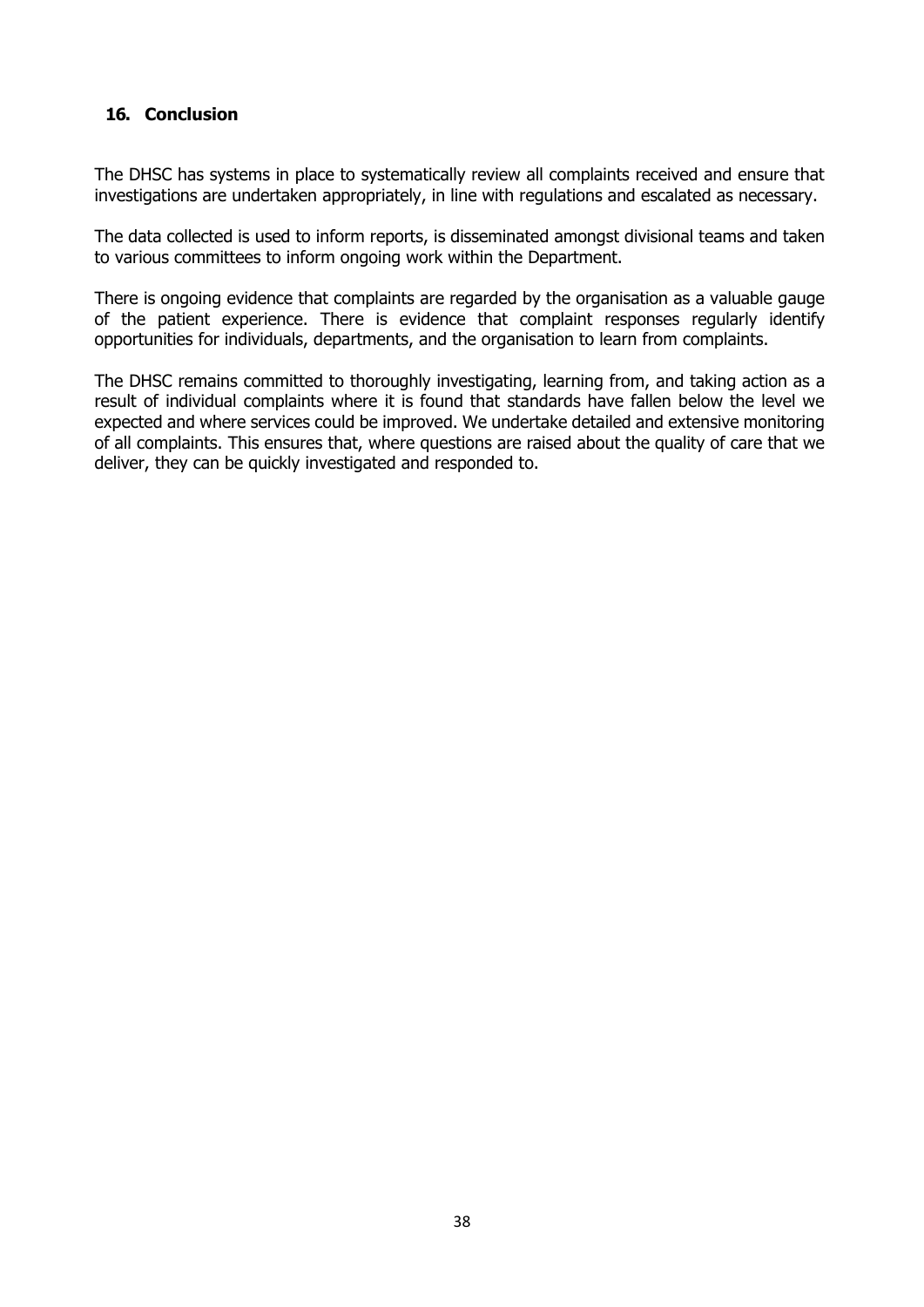## 16. Conclusion

The DHSC has systems in place to systematically review all complaints received and ensure that investigations are undertaken appropriately, in line with regulations and escalated as necessary.

The data collected is used to inform reports, is disseminated amongst divisional teams and taken to various committees to inform ongoing work within the Department.

There is ongoing evidence that complaints are regarded by the organisation as a valuable gauge of the patient experience. There is evidence that complaint responses regularly identify opportunities for individuals, departments, and the organisation to learn from complaints.

The DHSC remains committed to thoroughly investigating, learning from, and taking action as a result of individual complaints where it is found that standards have fallen below the level we expected and where services could be improved. We undertake detailed and extensive monitoring of all complaints. This ensures that, where questions are raised about the quality of care that we deliver, they can be quickly investigated and responded to.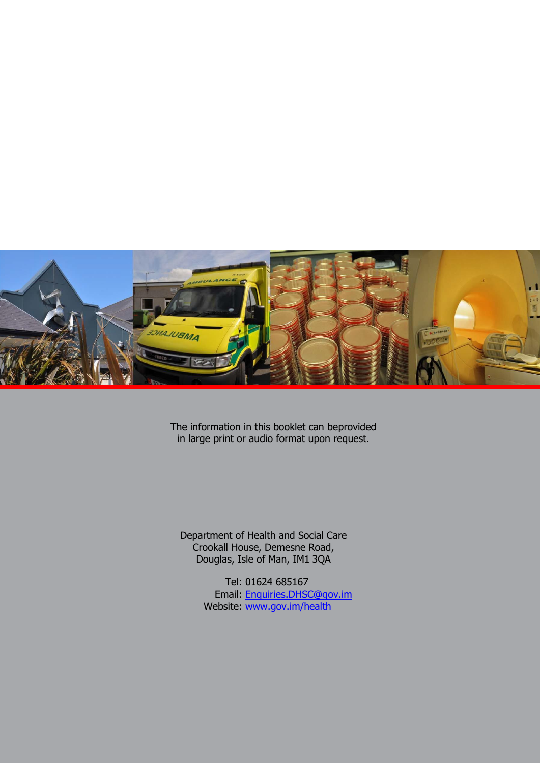The information in this booklet can beprovided in large print or audio format upon request.

Department of Health and Social Care
Crookall House, Demesne Road,
Douglas, Isle of Man, IM1 3QA

Tel: 01624 685167
Email: Enquiries.DHSC@gov.im
Website: www.gov.im/health